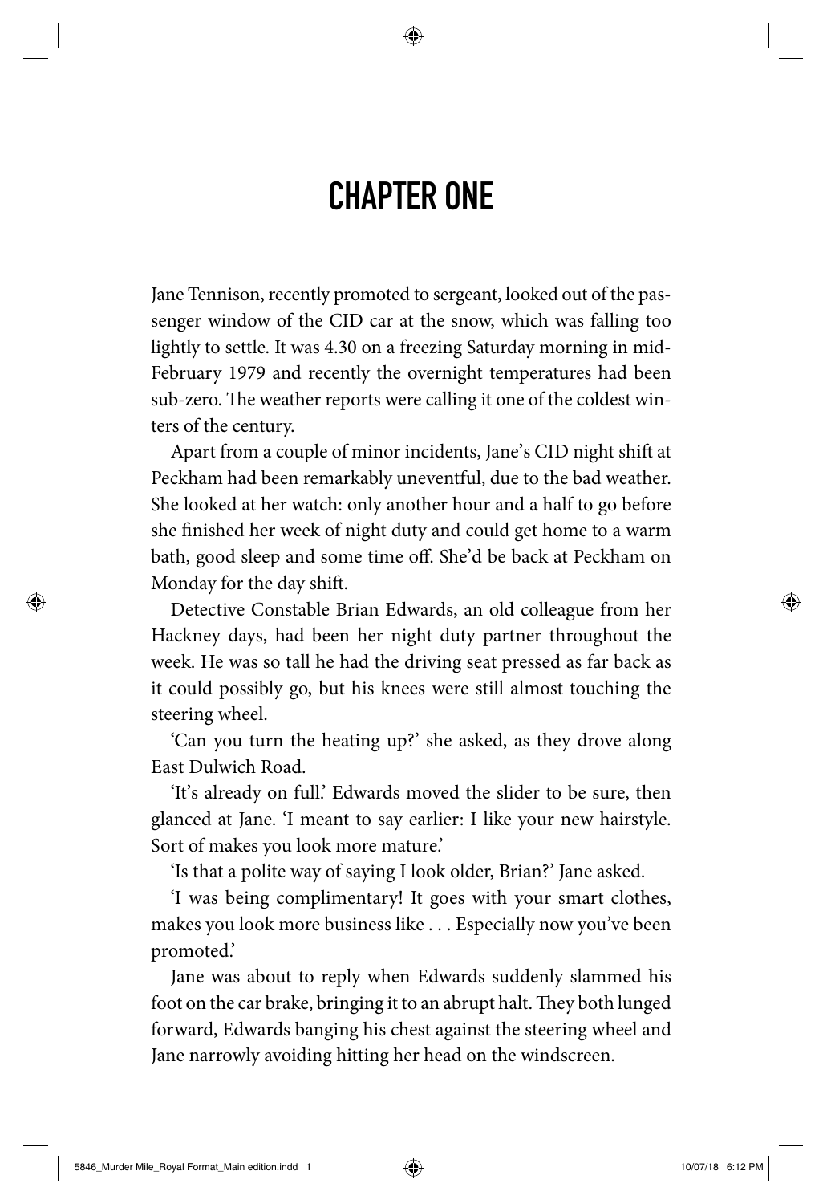# CHAPTER ONE

Jane Tennison, recently promoted to sergeant, looked out of the passenger window of the CID car at the snow, which was falling too lightly to settle. It was 4.30 on a freezing Saturday morning in mid-February 1979 and recently the overnight temperatures had been sub-zero. The weather reports were calling it one of the coldest winters of the century.

Apart from a couple of minor incidents, Jane's CID night shift at Peckham had been remarkably uneventful, due to the bad weather. She looked at her watch: only another hour and a half to go before she finished her week of night duty and could get home to a warm bath, good sleep and some time off. She'd be back at Peckham on Monday for the day shift.

Detective Constable Brian Edwards, an old colleague from her Hackney days, had been her night duty partner throughout the week. He was so tall he had the driving seat pressed as far back as it could possibly go, but his knees were still almost touching the steering wheel.

'Can you turn the heating up?' she asked, as they drove along East Dulwich Road.

'It's already on full.' Edwards moved the slider to be sure, then glanced at Jane. 'I meant to say earlier: I like your new hairstyle. Sort of makes you look more mature.'

'Is that a polite way of saying I look older, Brian?' Jane asked.

'I was being complimentary! It goes with your smart clothes, makes you look more business like . . . Especially now you've been promoted.'

Jane was about to reply when Edwards suddenly slammed his foot on the car brake, bringing it to an abrupt halt. They both lunged forward, Edwards banging his chest against the steering wheel and Jane narrowly avoiding hitting her head on the windscreen.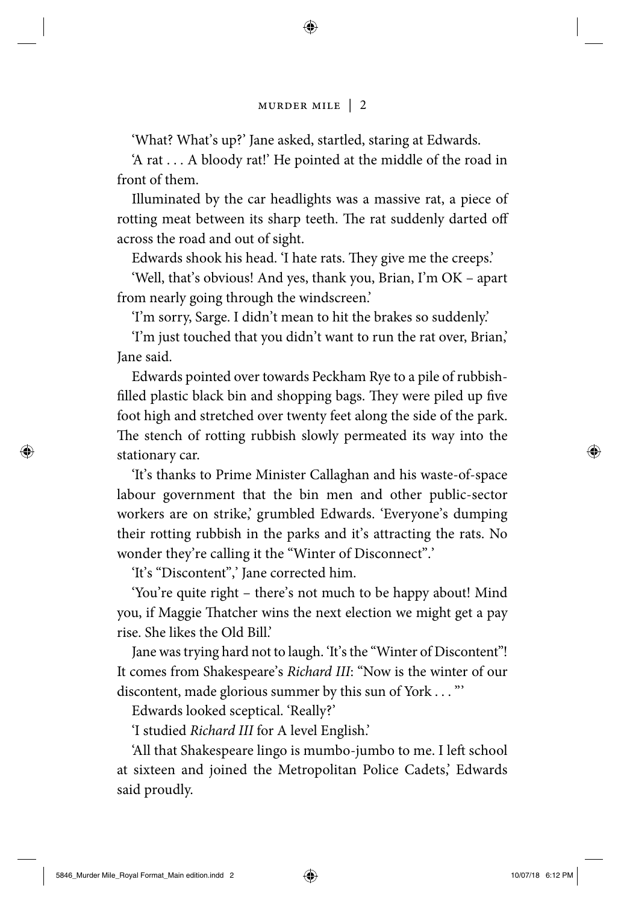'What? What's up?' Jane asked, startled, staring at Edwards.

'A rat . . . A bloody rat!' He pointed at the middle of the road in front of them.

Illuminated by the car headlights was a massive rat, a piece of rotting meat between its sharp teeth. The rat suddenly darted off across the road and out of sight.

Edwards shook his head. 'I hate rats. They give me the creeps.'

'Well, that's obvious! And yes, thank you, Brian, I'm OK – apart from nearly going through the windscreen.'

'I'm sorry, Sarge. I didn't mean to hit the brakes so suddenly.'

'I'm just touched that you didn't want to run the rat over, Brian,' Jane said.

Edwards pointed over towards Peckham Rye to a pile of rubbish-filled plastic black bin and shopping bags. They were piled up five foot high and stretched over twenty feet along the side of the park. The stench of rotting rubbish slowly permeated its way into the stationary car.

'It's thanks to Prime Minister Callaghan and his waste-of-space labour government that the bin men and other public-sector workers are on strike,' grumbled Edwards. 'Everyone's dumping their rotting rubbish in the parks and it's attracting the rats. No wonder they're calling it the "Winter of Disconnect".'

'It's "Discontent",' Jane corrected him.

'You're quite right – there's not much to be happy about! Mind you, if Maggie Thatcher wins the next election we might get a pay rise. She likes the Old Bill.'

Jane was trying hard not to laugh. 'It's the "Winter of Discontent"! It comes from Shakespeare's *Richard III*: "Now is the winter of our discontent, made glorious summer by this sun of York . . . "'

Edwards looked sceptical. 'Really?'

'I studied *Richard III* for A level English.'

'All that Shakespeare lingo is mumbo-jumbo to me. I left school at sixteen and joined the Metropolitan Police Cadets,' Edwards said proudly.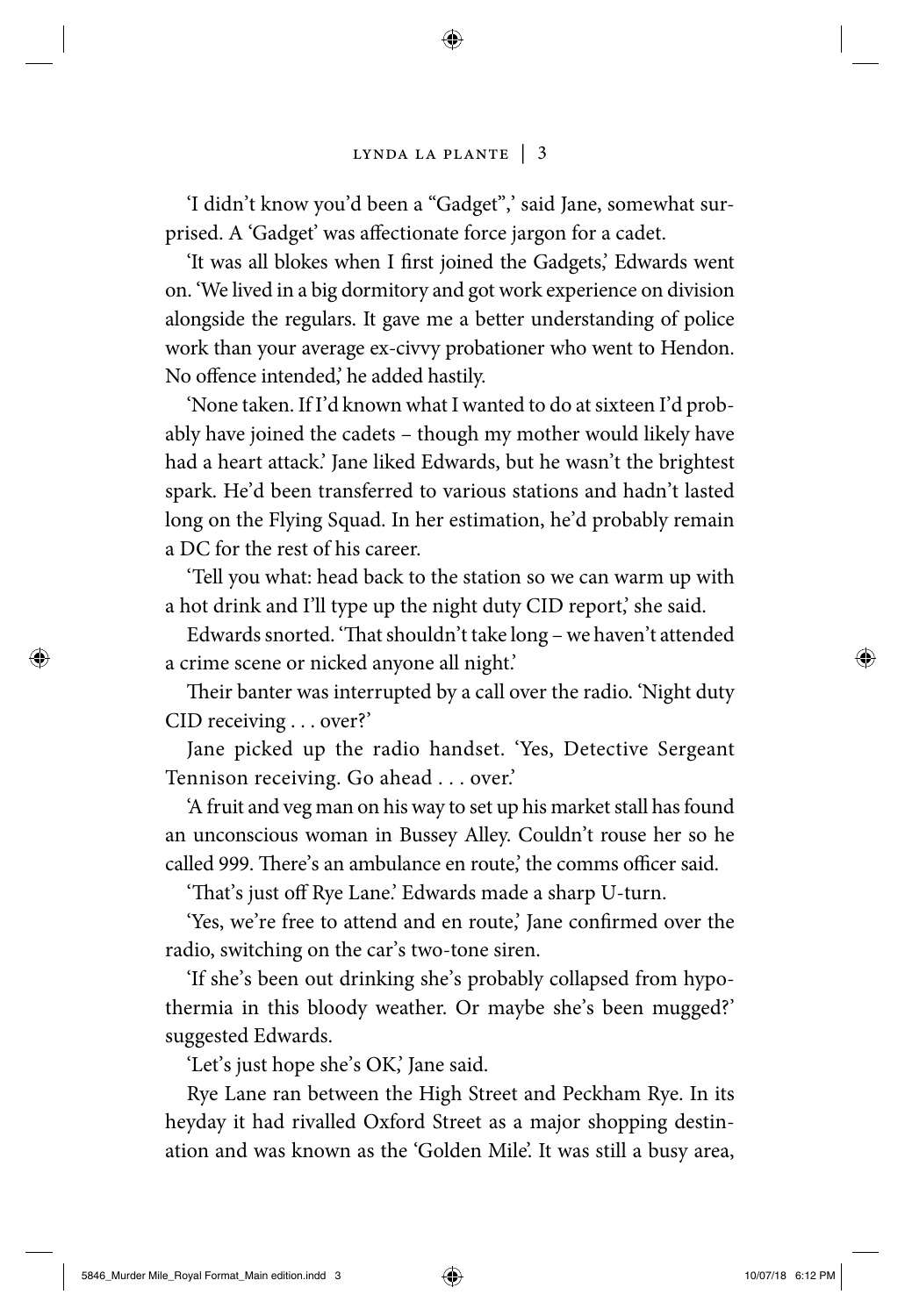'I didn't know you'd been a "Gadget",' said Jane, somewhat surprised. A 'Gadget' was affectionate force jargon for a cadet.

'It was all blokes when I first joined the Gadgets,' Edwards went on. 'We lived in a big dormitory and got work experience on division alongside the regulars. It gave me a better understanding of police work than your average ex-civvy probationer who went to Hendon. No offence intended,' he added hastily.

'None taken. If I'd known what I wanted to do at sixteen I'd probably have joined the cadets – though my mother would likely have had a heart attack.' Jane liked Edwards, but he wasn't the brightest spark. He'd been transferred to various stations and hadn't lasted long on the Flying Squad. In her estimation, he'd probably remain a DC for the rest of his career.

'Tell you what: head back to the station so we can warm up with a hot drink and I'll type up the night duty CID report,' she said.

Edwards snorted. 'That shouldn't take long – we haven't attended a crime scene or nicked anyone all night.'

Their banter was interrupted by a call over the radio. 'Night duty CID receiving . . . over?'

Jane picked up the radio handset. 'Yes, Detective Sergeant Tennison receiving. Go ahead . . . over.'

'A fruit and veg man on his way to set up his market stall has found an unconscious woman in Bussey Alley. Couldn't rouse her so he called 999. There's an ambulance en route,' the comms officer said.

'That's just off Rye Lane.' Edwards made a sharp U-turn.

'Yes, we're free to attend and en route,' Jane confirmed over the radio, switching on the car's two-tone siren.

'If she's been out drinking she's probably collapsed from hypothermia in this bloody weather. Or maybe she's been mugged?' suggested Edwards.

'Let's just hope she's OK,' Jane said.

Rye Lane ran between the High Street and Peckham Rye. In its heyday it had rivalled Oxford Street as a major shopping destination and was known as the 'Golden Mile'. It was still a busy area,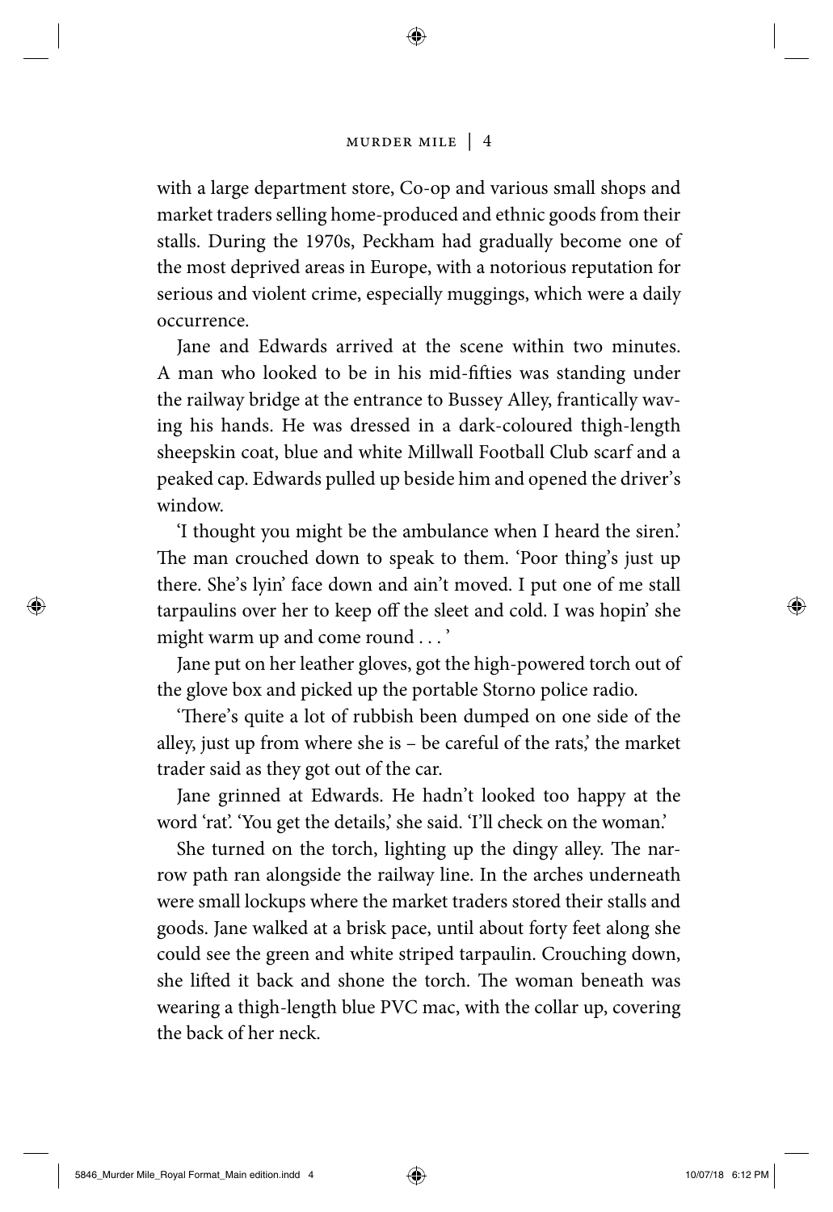with a large department store, Co-op and various small shops and market traders selling home-produced and ethnic goods from their stalls. During the 1970s, Peckham had gradually become one of the most deprived areas in Europe, with a notorious reputation for serious and violent crime, especially muggings, which were a daily occurrence.

Jane and Edwards arrived at the scene within two minutes. A man who looked to be in his mid-fifties was standing under the railway bridge at the entrance to Bussey Alley, frantically waving his hands. He was dressed in a dark-coloured thigh-length sheepskin coat, blue and white Millwall Football Club scarf and a peaked cap. Edwards pulled up beside him and opened the driver's window.

'I thought you might be the ambulance when I heard the siren.' The man crouched down to speak to them. 'Poor thing's just up there. She's lyin' face down and ain't moved. I put one of me stall tarpaulins over her to keep off the sleet and cold. I was hopin' she might warm up and come round . . . '

Jane put on her leather gloves, got the high-powered torch out of the glove box and picked up the portable Storno police radio.

'There's quite a lot of rubbish been dumped on one side of the alley, just up from where she is – be careful of the rats,' the market trader said as they got out of the car.

Jane grinned at Edwards. He hadn't looked too happy at the word 'rat'. 'You get the details,' she said. 'I'll check on the woman.'

She turned on the torch, lighting up the dingy alley. The narrow path ran alongside the railway line. In the arches underneath were small lockups where the market traders stored their stalls and goods. Jane walked at a brisk pace, until about forty feet along she could see the green and white striped tarpaulin. Crouching down, she lifted it back and shone the torch. The woman beneath was wearing a thigh-length blue PVC mac, with the collar up, covering the back of her neck.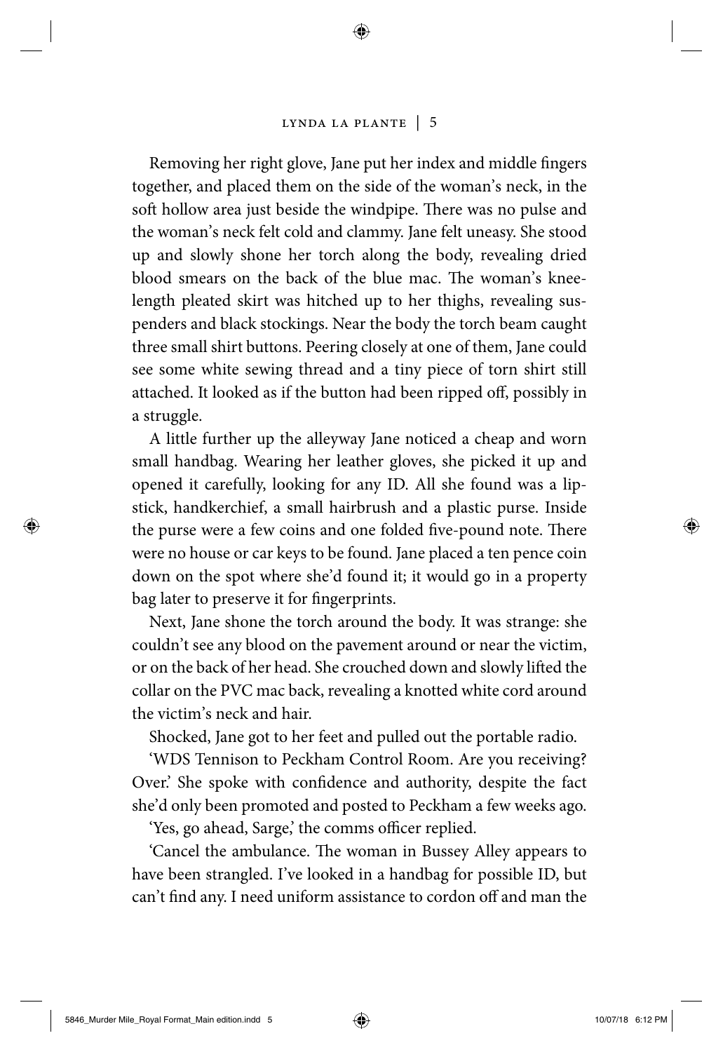Removing her right glove, Jane put her index and middle fingers together, and placed them on the side of the woman's neck, in the soft hollow area just beside the windpipe. There was no pulse and the woman's neck felt cold and clammy. Jane felt uneasy. She stood up and slowly shone her torch along the body, revealing dried blood smears on the back of the blue mac. The woman's knee-length pleated skirt was hitched up to her thighs, revealing suspenders and black stockings. Near the body the torch beam caught three small shirt buttons. Peering closely at one of them, Jane could see some white sewing thread and a tiny piece of torn shirt still attached. It looked as if the button had been ripped off, possibly in a struggle.

A little further up the alleyway Jane noticed a cheap and worn small handbag. Wearing her leather gloves, she picked it up and opened it carefully, looking for any ID. All she found was a lipstick, handkerchief, a small hairbrush and a plastic purse. Inside the purse were a few coins and one folded five-pound note. There were no house or car keys to be found. Jane placed a ten pence coin down on the spot where she'd found it; it would go in a property bag later to preserve it for fingerprints.

Next, Jane shone the torch around the body. It was strange: she couldn't see any blood on the pavement around or near the victim, or on the back of her head. She crouched down and slowly lifted the collar on the PVC mac back, revealing a knotted white cord around the victim's neck and hair.

Shocked, Jane got to her feet and pulled out the portable radio.

'WDS Tennison to Peckham Control Room. Are you receiving? Over.' She spoke with confidence and authority, despite the fact she'd only been promoted and posted to Peckham a few weeks ago.

'Yes, go ahead, Sarge,' the comms officer replied.

'Cancel the ambulance. The woman in Bussey Alley appears to have been strangled. I've looked in a handbag for possible ID, but can't find any. I need uniform assistance to cordon off and man the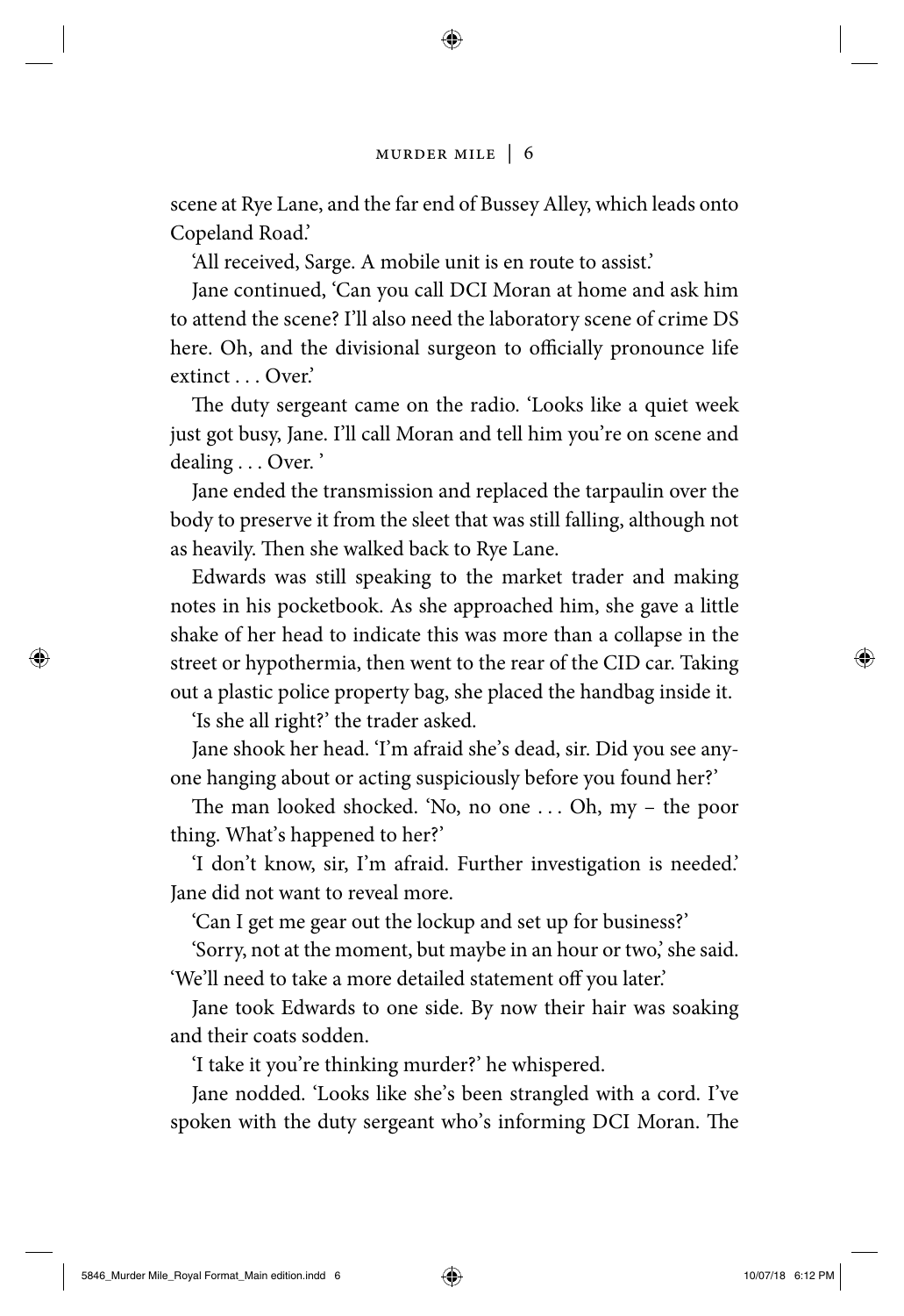scene at Rye Lane, and the far end of Bussey Alley, which leads onto Copeland Road.'

'All received, Sarge. A mobile unit is en route to assist.'

Jane continued, 'Can you call DCI Moran at home and ask him to attend the scene? I'll also need the laboratory scene of crime DS here. Oh, and the divisional surgeon to officially pronounce life extinct . . . Over.'

The duty sergeant came on the radio. 'Looks like a quiet week just got busy, Jane. I'll call Moran and tell him you're on scene and dealing . . . Over. '

Jane ended the transmission and replaced the tarpaulin over the body to preserve it from the sleet that was still falling, although not as heavily. Then she walked back to Rye Lane.

Edwards was still speaking to the market trader and making notes in his pocketbook. As she approached him, she gave a little shake of her head to indicate this was more than a collapse in the street or hypothermia, then went to the rear of the CID car. Taking out a plastic police property bag, she placed the handbag inside it.

'Is she all right?' the trader asked.

Jane shook her head. 'I'm afraid she's dead, sir. Did you see anyone hanging about or acting suspiciously before you found her?'

The man looked shocked. 'No, no one . . . Oh, my – the poor thing. What's happened to her?'

'I don't know, sir, I'm afraid. Further investigation is needed.' Jane did not want to reveal more.

'Can I get me gear out the lockup and set up for business?'

'Sorry, not at the moment, but maybe in an hour or two,' she said. 'We'll need to take a more detailed statement off you later.'

Jane took Edwards to one side. By now their hair was soaking and their coats sodden.

'I take it you're thinking murder?' he whispered.

Jane nodded. 'Looks like she's been strangled with a cord. I've spoken with the duty sergeant who's informing DCI Moran. The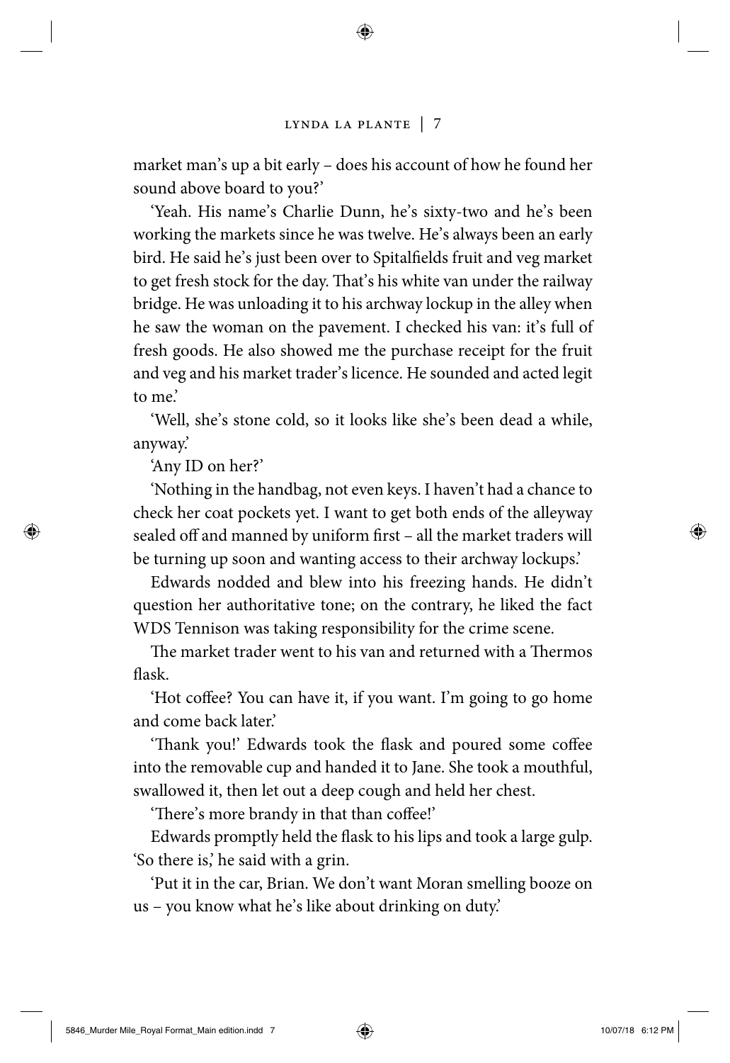market man's up a bit early – does his account of how he found her sound above board to you?'

'Yeah. His name's Charlie Dunn, he's sixty-two and he's been working the markets since he was twelve. He's always been an early bird. He said he's just been over to Spitalfields fruit and veg market to get fresh stock for the day. That's his white van under the railway bridge. He was unloading it to his archway lockup in the alley when he saw the woman on the pavement. I checked his van: it's full of fresh goods. He also showed me the purchase receipt for the fruit and veg and his market trader's licence. He sounded and acted legit to me.'

'Well, she's stone cold, so it looks like she's been dead a while, anyway.'

'Any ID on her?'

'Nothing in the handbag, not even keys. I haven't had a chance to check her coat pockets yet. I want to get both ends of the alleyway sealed off and manned by uniform first – all the market traders will be turning up soon and wanting access to their archway lockups.'

Edwards nodded and blew into his freezing hands. He didn't question her authoritative tone; on the contrary, he liked the fact WDS Tennison was taking responsibility for the crime scene.

The market trader went to his van and returned with a Thermos flask.

'Hot coffee? You can have it, if you want. I'm going to go home and come back later.'

'Thank you!' Edwards took the flask and poured some coffee into the removable cup and handed it to Jane. She took a mouthful, swallowed it, then let out a deep cough and held her chest.

'There's more brandy in that than coffee!'

Edwards promptly held the flask to his lips and took a large gulp. 'So there is,' he said with a grin.

'Put it in the car, Brian. We don't want Moran smelling booze on us – you know what he's like about drinking on duty.'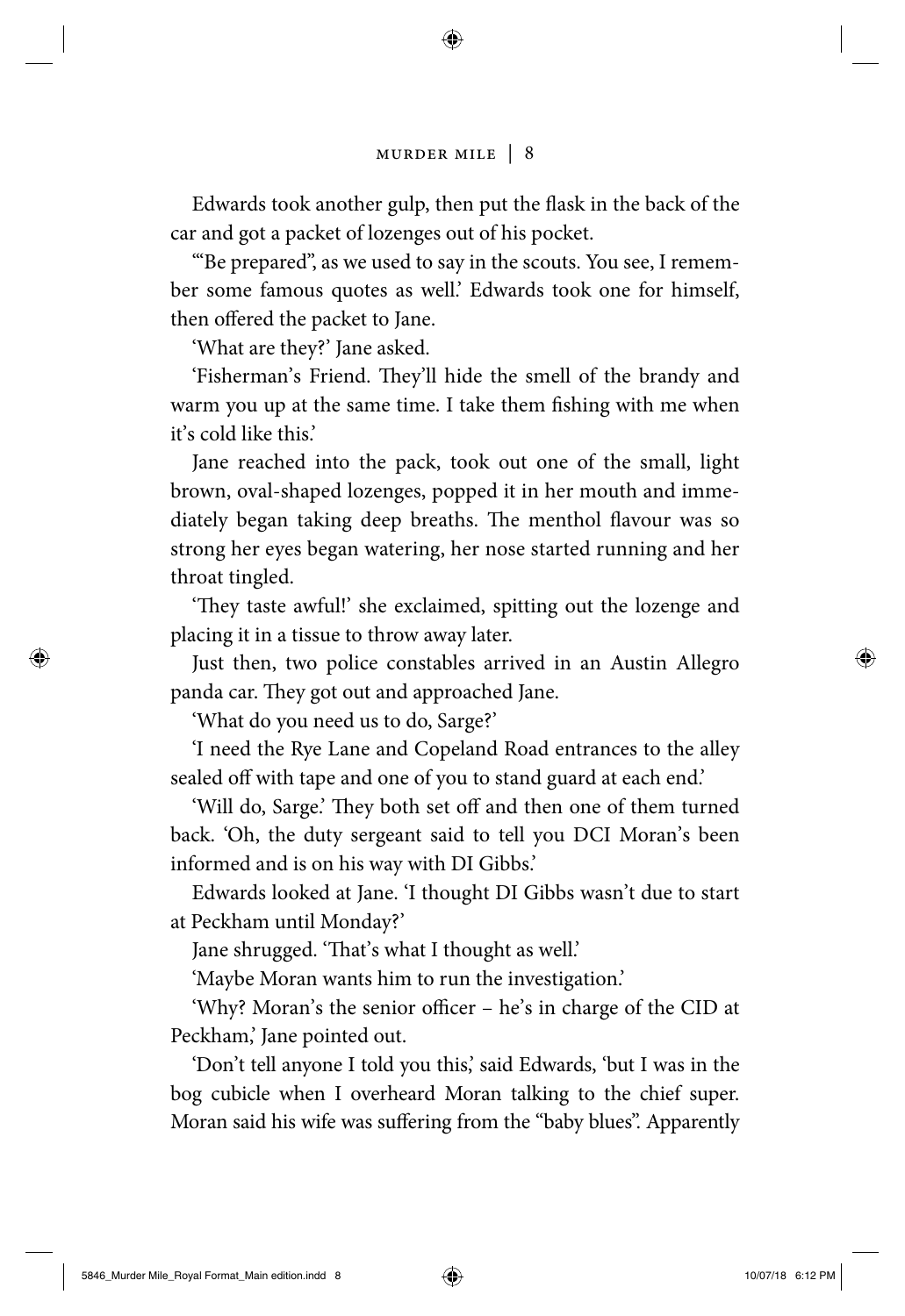Edwards took another gulp, then put the flask in the back of the car and got a packet of lozenges out of his pocket.

'"Be prepared", as we used to say in the scouts. You see, I remember some famous quotes as well.' Edwards took one for himself, then offered the packet to Jane.

'What are they?' Jane asked.

'Fisherman's Friend. They'll hide the smell of the brandy and warm you up at the same time. I take them fishing with me when it's cold like this.'

Jane reached into the pack, took out one of the small, light brown, oval-shaped lozenges, popped it in her mouth and immediately began taking deep breaths. The menthol flavour was so strong her eyes began watering, her nose started running and her throat tingled.

'They taste awful!' she exclaimed, spitting out the lozenge and placing it in a tissue to throw away later.

Just then, two police constables arrived in an Austin Allegro panda car. They got out and approached Jane.

'What do you need us to do, Sarge?'

'I need the Rye Lane and Copeland Road entrances to the alley sealed off with tape and one of you to stand guard at each end.'

'Will do, Sarge.' They both set off and then one of them turned back. 'Oh, the duty sergeant said to tell you DCI Moran's been informed and is on his way with DI Gibbs.'

Edwards looked at Jane. 'I thought DI Gibbs wasn't due to start at Peckham until Monday?'

Jane shrugged. 'That's what I thought as well.'

'Maybe Moran wants him to run the investigation.'

'Why? Moran's the senior officer – he's in charge of the CID at Peckham,' Jane pointed out.

'Don't tell anyone I told you this,' said Edwards, 'but I was in the bog cubicle when I overheard Moran talking to the chief super. Moran said his wife was suffering from the "baby blues". Apparently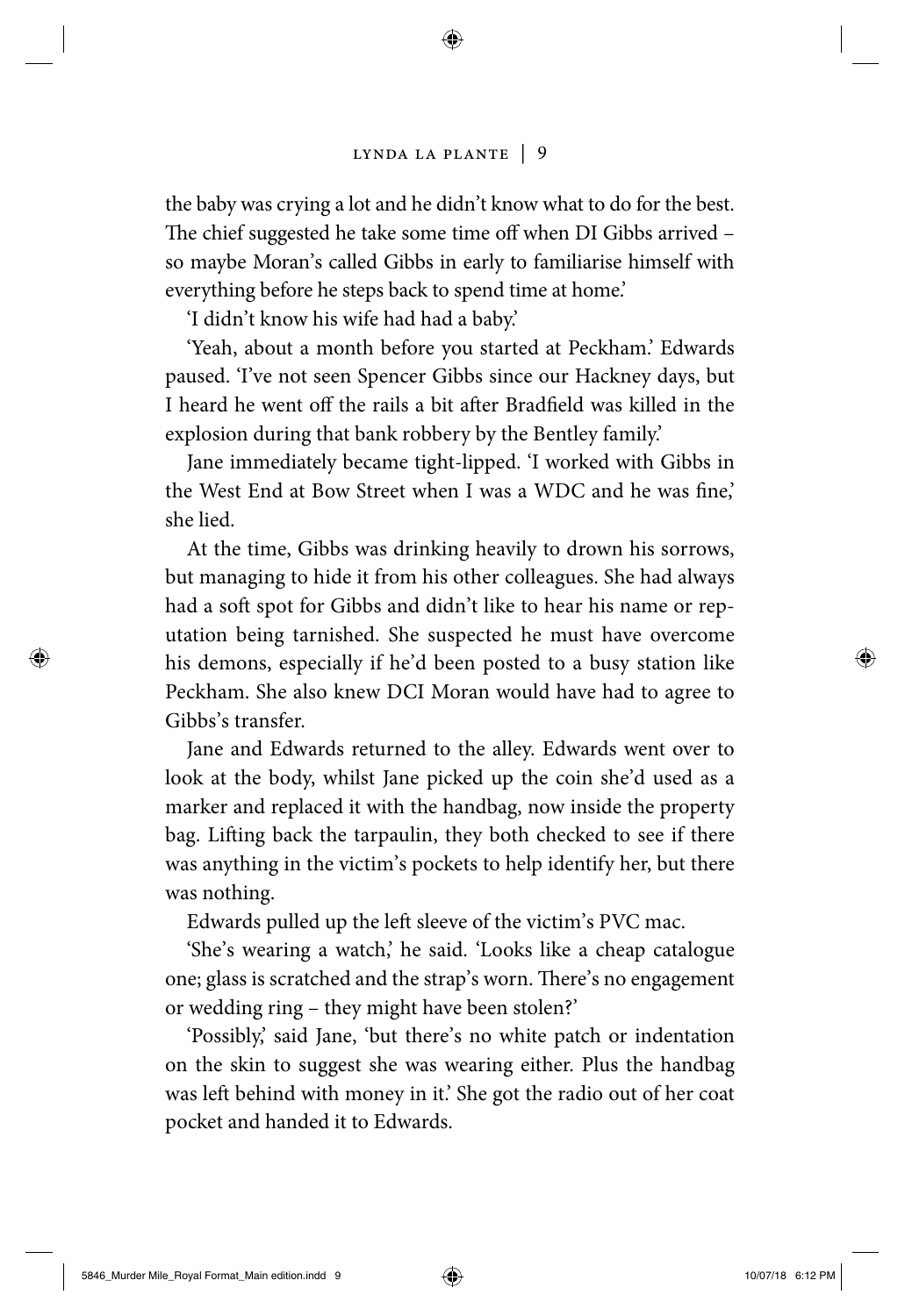the baby was crying a lot and he didn't know what to do for the best. The chief suggested he take some time off when DI Gibbs arrived – so maybe Moran's called Gibbs in early to familiarise himself with everything before he steps back to spend time at home.'

'I didn't know his wife had had a baby.'

'Yeah, about a month before you started at Peckham.' Edwards paused. 'I've not seen Spencer Gibbs since our Hackney days, but I heard he went off the rails a bit after Bradfield was killed in the explosion during that bank robbery by the Bentley family.'

Jane immediately became tight-lipped. 'I worked with Gibbs in the West End at Bow Street when I was a WDC and he was fine,' she lied.

At the time, Gibbs was drinking heavily to drown his sorrows, but managing to hide it from his other colleagues. She had always had a soft spot for Gibbs and didn't like to hear his name or reputation being tarnished. She suspected he must have overcome his demons, especially if he'd been posted to a busy station like Peckham. She also knew DCI Moran would have had to agree to Gibbs's transfer.

Jane and Edwards returned to the alley. Edwards went over to look at the body, whilst Jane picked up the coin she'd used as a marker and replaced it with the handbag, now inside the property bag. Lifting back the tarpaulin, they both checked to see if there was anything in the victim's pockets to help identify her, but there was nothing.

Edwards pulled up the left sleeve of the victim's PVC mac.

'She's wearing a watch,' he said. 'Looks like a cheap catalogue one; glass is scratched and the strap's worn. There's no engagement or wedding ring – they might have been stolen?'

'Possibly,' said Jane, 'but there's no white patch or indentation on the skin to suggest she was wearing either. Plus the handbag was left behind with money in it.' She got the radio out of her coat pocket and handed it to Edwards.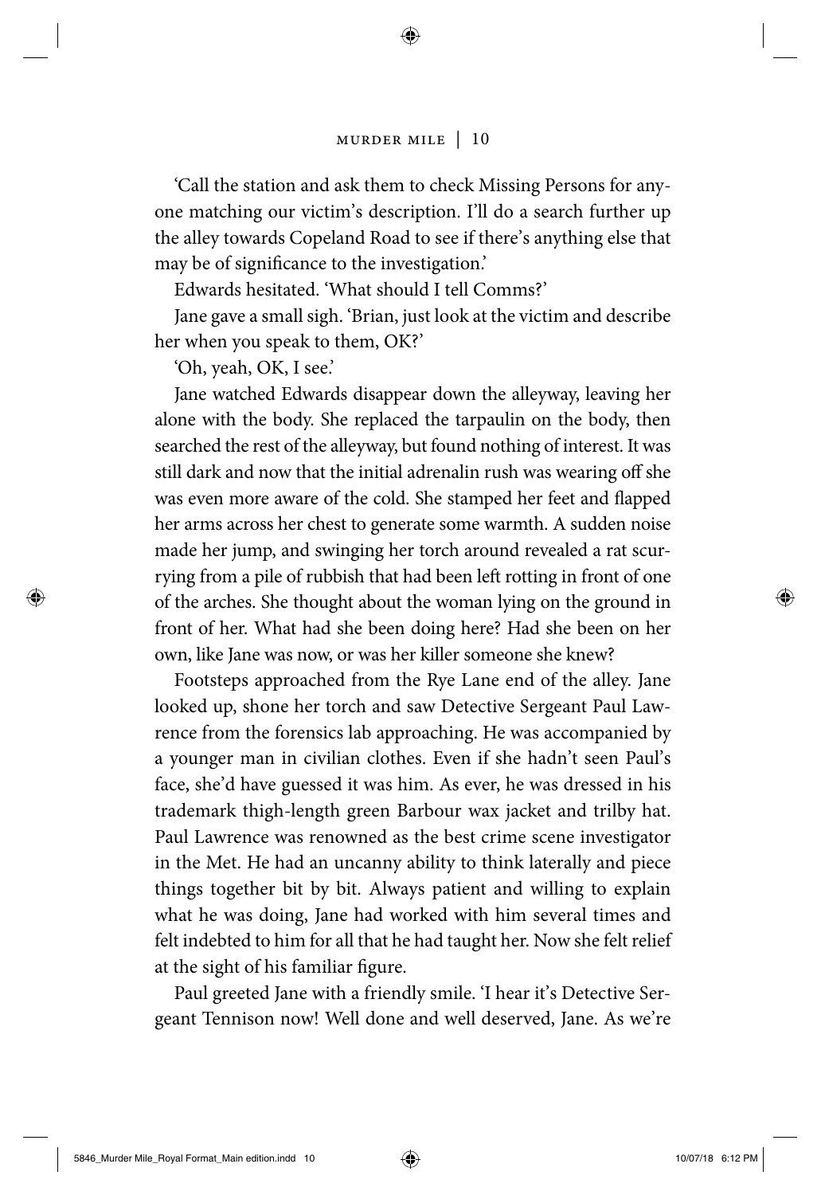'Call the station and ask them to check Missing Persons for anyone matching our victim's description. I'll do a search further up the alley towards Copeland Road to see if there's anything else that may be of significance to the investigation.'

Edwards hesitated. 'What should I tell Comms?'

Jane gave a small sigh. 'Brian, just look at the victim and describe her when you speak to them, OK?'

'Oh, yeah, OK, I see.'

Jane watched Edwards disappear down the alleyway, leaving her alone with the body. She replaced the tarpaulin on the body, then searched the rest of the alleyway, but found nothing of interest. It was still dark and now that the initial adrenalin rush was wearing off she was even more aware of the cold. She stamped her feet and flapped her arms across her chest to generate some warmth. A sudden noise made her jump, and swinging her torch around revealed a rat scurrying from a pile of rubbish that had been left rotting in front of one of the arches. She thought about the woman lying on the ground in front of her. What had she been doing here? Had she been on her own, like Jane was now, or was her killer someone she knew?

Footsteps approached from the Rye Lane end of the alley. Jane looked up, shone her torch and saw Detective Sergeant Paul Lawrence from the forensics lab approaching. He was accompanied by a younger man in civilian clothes. Even if she hadn't seen Paul's face, she'd have guessed it was him. As ever, he was dressed in his trademark thigh-length green Barbour wax jacket and trilby hat. Paul Lawrence was renowned as the best crime scene investigator in the Met. He had an uncanny ability to think laterally and piece things together bit by bit. Always patient and willing to explain what he was doing, Jane had worked with him several times and felt indebted to him for all that he had taught her. Now she felt relief at the sight of his familiar figure.

Paul greeted Jane with a friendly smile. 'I hear it's Detective Sergeant Tennison now! Well done and well deserved, Jane. As we're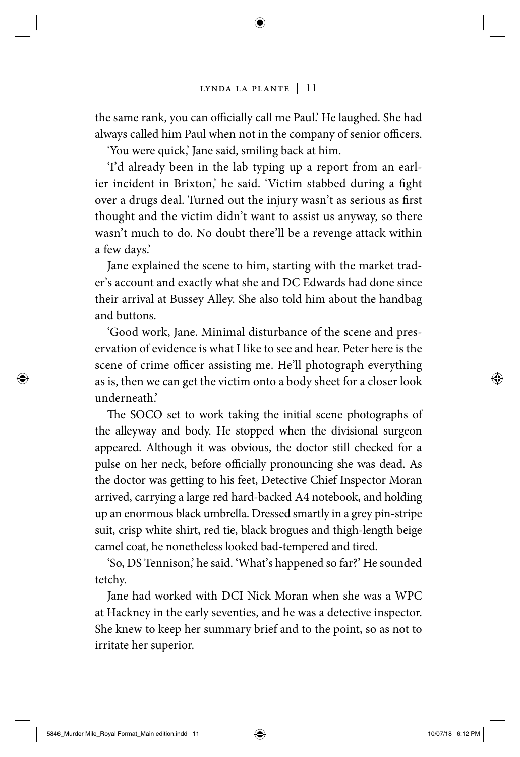the same rank, you can officially call me Paul.' He laughed. She had always called him Paul when not in the company of senior officers.

'You were quick,' Jane said, smiling back at him.

'I'd already been in the lab typing up a report from an earlier incident in Brixton,' he said. 'Victim stabbed during a fight over a drugs deal. Turned out the injury wasn't as serious as first thought and the victim didn't want to assist us anyway, so there wasn't much to do. No doubt there'll be a revenge attack within a few days.'

Jane explained the scene to him, starting with the market trader's account and exactly what she and DC Edwards had done since their arrival at Bussey Alley. She also told him about the handbag and buttons.

'Good work, Jane. Minimal disturbance of the scene and preservation of evidence is what I like to see and hear. Peter here is the scene of crime officer assisting me. He'll photograph everything as is, then we can get the victim onto a body sheet for a closer look underneath.'

The SOCO set to work taking the initial scene photographs of the alleyway and body. He stopped when the divisional surgeon appeared. Although it was obvious, the doctor still checked for a pulse on her neck, before officially pronouncing she was dead. As the doctor was getting to his feet, Detective Chief Inspector Moran arrived, carrying a large red hard-backed A4 notebook, and holding up an enormous black umbrella. Dressed smartly in a grey pin-stripe suit, crisp white shirt, red tie, black brogues and thigh-length beige camel coat, he nonetheless looked bad-tempered and tired.

'So, DS Tennison,' he said. 'What's happened so far?' He sounded tetchy.

Jane had worked with DCI Nick Moran when she was a WPC at Hackney in the early seventies, and he was a detective inspector. She knew to keep her summary brief and to the point, so as not to irritate her superior.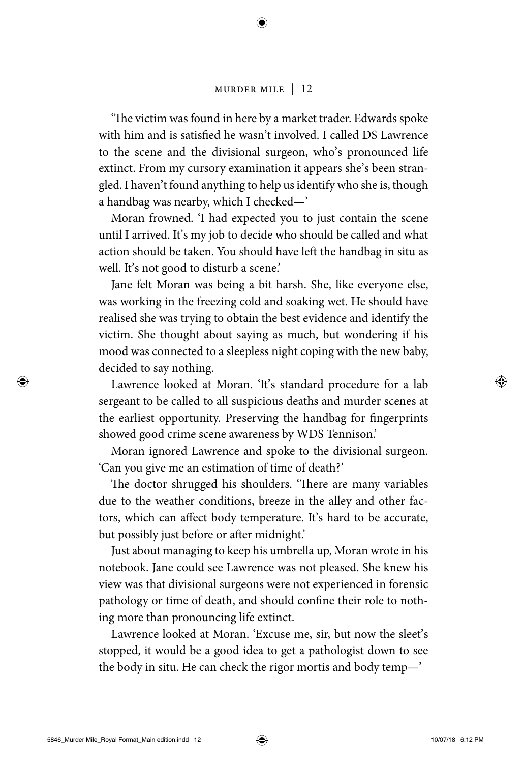'The victim was found in here by a market trader. Edwards spoke with him and is satisfied he wasn't involved. I called DS Lawrence to the scene and the divisional surgeon, who's pronounced life extinct. From my cursory examination it appears she's been strangled. I haven't found anything to help us identify who she is, though a handbag was nearby, which I checked—'

Moran frowned. 'I had expected you to just contain the scene until I arrived. It's my job to decide who should be called and what action should be taken. You should have left the handbag in situ as well. It's not good to disturb a scene.'

Jane felt Moran was being a bit harsh. She, like everyone else, was working in the freezing cold and soaking wet. He should have realised she was trying to obtain the best evidence and identify the victim. She thought about saying as much, but wondering if his mood was connected to a sleepless night coping with the new baby, decided to say nothing.

Lawrence looked at Moran. 'It's standard procedure for a lab sergeant to be called to all suspicious deaths and murder scenes at the earliest opportunity. Preserving the handbag for fingerprints showed good crime scene awareness by WDS Tennison.'

Moran ignored Lawrence and spoke to the divisional surgeon. 'Can you give me an estimation of time of death?'

The doctor shrugged his shoulders. 'There are many variables due to the weather conditions, breeze in the alley and other factors, which can affect body temperature. It's hard to be accurate, but possibly just before or after midnight.'

Just about managing to keep his umbrella up, Moran wrote in his notebook. Jane could see Lawrence was not pleased. She knew his view was that divisional surgeons were not experienced in forensic pathology or time of death, and should confine their role to nothing more than pronouncing life extinct.

Lawrence looked at Moran. 'Excuse me, sir, but now the sleet's stopped, it would be a good idea to get a pathologist down to see the body in situ. He can check the rigor mortis and body temp—'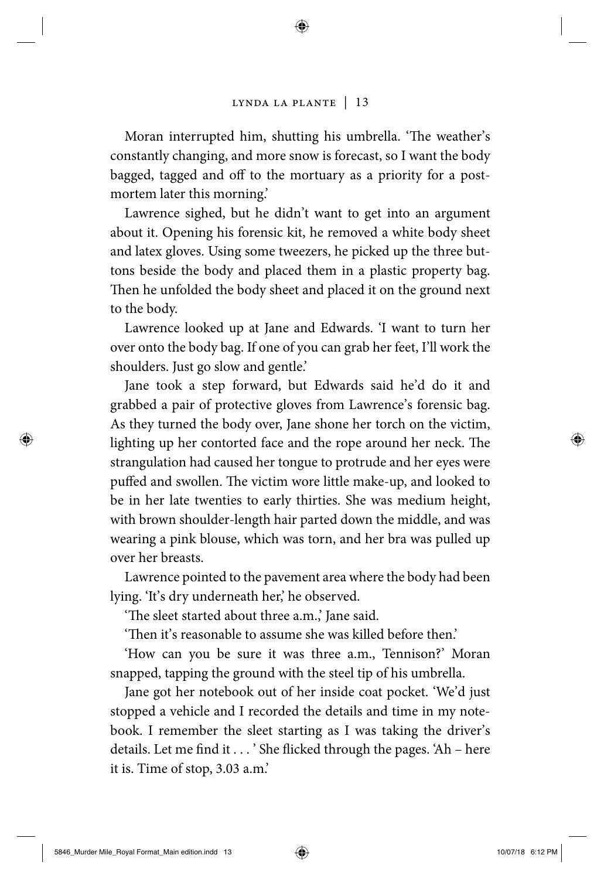Moran interrupted him, shutting his umbrella. 'The weather's constantly changing, and more snow is forecast, so I want the body bagged, tagged and off to the mortuary as a priority for a post-mortem later this morning.'

Lawrence sighed, but he didn't want to get into an argument about it. Opening his forensic kit, he removed a white body sheet and latex gloves. Using some tweezers, he picked up the three buttons beside the body and placed them in a plastic property bag. Then he unfolded the body sheet and placed it on the ground next to the body.

Lawrence looked up at Jane and Edwards. 'I want to turn her over onto the body bag. If one of you can grab her feet, I'll work the shoulders. Just go slow and gentle.'

Jane took a step forward, but Edwards said he'd do it and grabbed a pair of protective gloves from Lawrence's forensic bag. As they turned the body over, Jane shone her torch on the victim, lighting up her contorted face and the rope around her neck. The strangulation had caused her tongue to protrude and her eyes were puffed and swollen. The victim wore little make-up, and looked to be in her late twenties to early thirties. She was medium height, with brown shoulder-length hair parted down the middle, and was wearing a pink blouse, which was torn, and her bra was pulled up over her breasts.

Lawrence pointed to the pavement area where the body had been lying. 'It's dry underneath her,' he observed.

'The sleet started about three a.m.,' Jane said.

'Then it's reasonable to assume she was killed before then.'

'How can you be sure it was three a.m., Tennison?' Moran snapped, tapping the ground with the steel tip of his umbrella.

Jane got her notebook out of her inside coat pocket. 'We'd just stopped a vehicle and I recorded the details and time in my notebook. I remember the sleet starting as I was taking the driver's details. Let me find it . . . ' She flicked through the pages. 'Ah – here it is. Time of stop, 3.03 a.m.'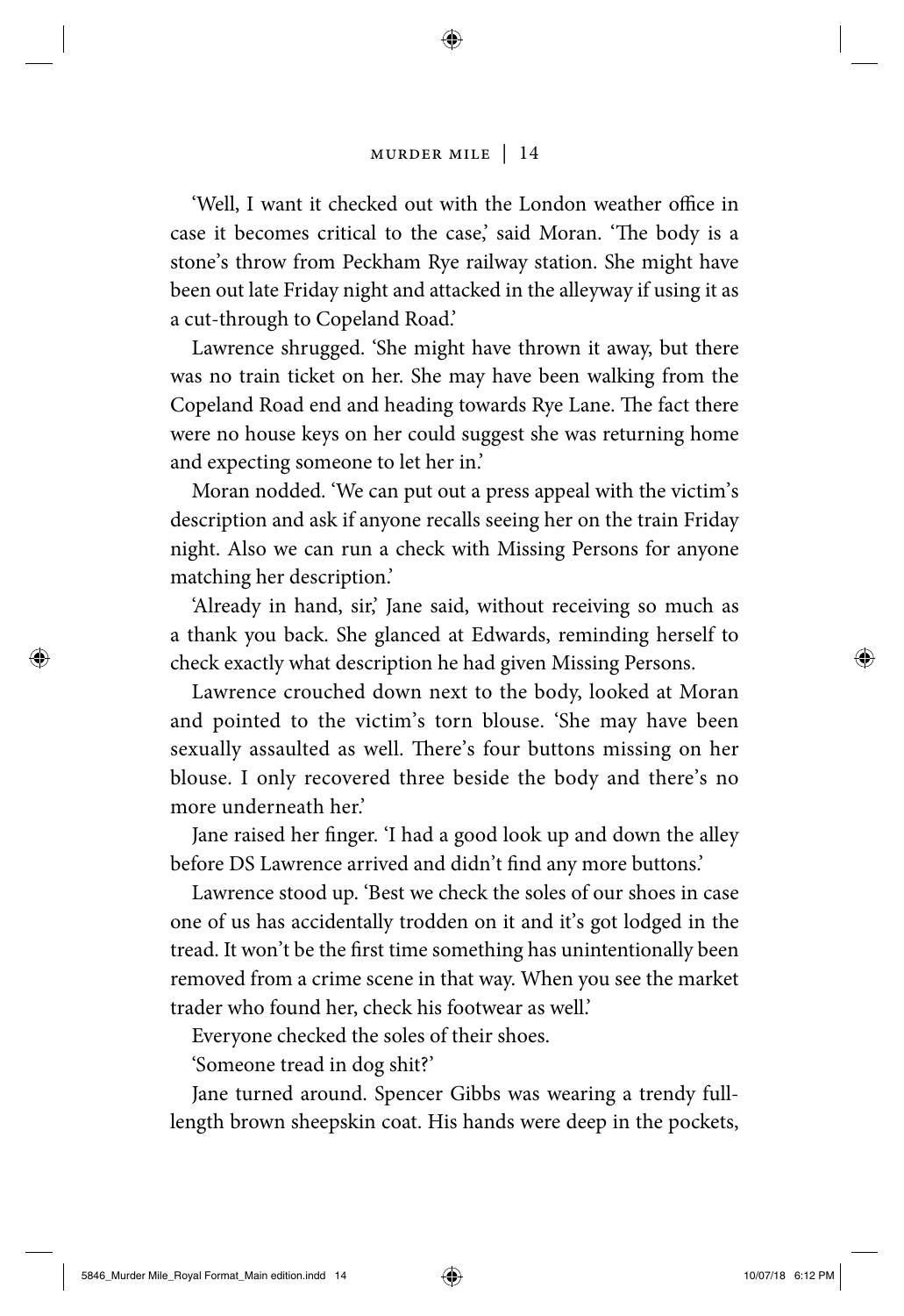'Well, I want it checked out with the London weather office in case it becomes critical to the case,' said Moran. 'The body is a stone's throw from Peckham Rye railway station. She might have been out late Friday night and attacked in the alleyway if using it as a cut-through to Copeland Road.'

Lawrence shrugged. 'She might have thrown it away, but there was no train ticket on her. She may have been walking from the Copeland Road end and heading towards Rye Lane. The fact there were no house keys on her could suggest she was returning home and expecting someone to let her in.'

Moran nodded. 'We can put out a press appeal with the victim's description and ask if anyone recalls seeing her on the train Friday night. Also we can run a check with Missing Persons for anyone matching her description.'

'Already in hand, sir,' Jane said, without receiving so much as a thank you back. She glanced at Edwards, reminding herself to check exactly what description he had given Missing Persons.

Lawrence crouched down next to the body, looked at Moran and pointed to the victim's torn blouse. 'She may have been sexually assaulted as well. There's four buttons missing on her blouse. I only recovered three beside the body and there's no more underneath her.'

Jane raised her finger. 'I had a good look up and down the alley before DS Lawrence arrived and didn't find any more buttons.'

Lawrence stood up. 'Best we check the soles of our shoes in case one of us has accidentally trodden on it and it's got lodged in the tread. It won't be the first time something has unintentionally been removed from a crime scene in that way. When you see the market trader who found her, check his footwear as well.'

Everyone checked the soles of their shoes.

'Someone tread in dog shit?'

Jane turned around. Spencer Gibbs was wearing a trendy full-length brown sheepskin coat. His hands were deep in the pockets,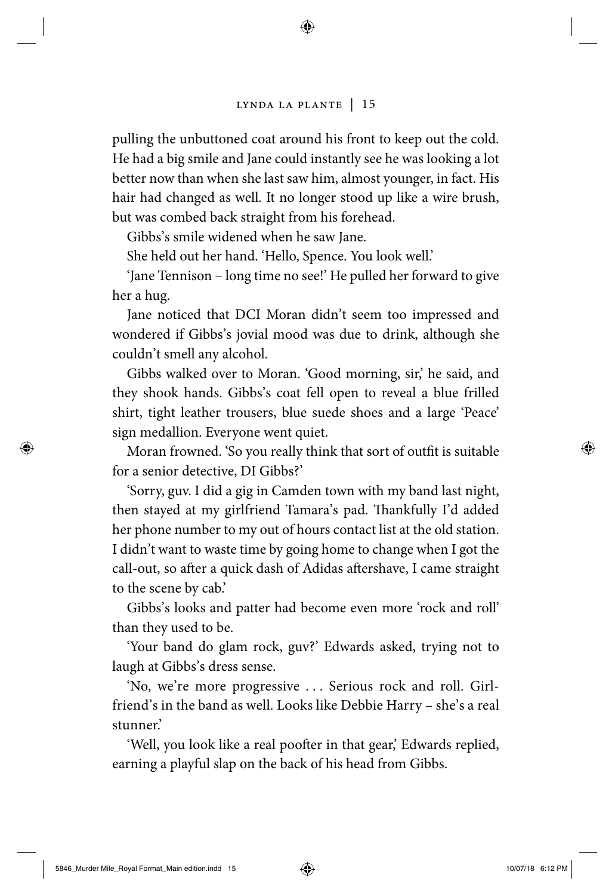pulling the unbuttoned coat around his front to keep out the cold. He had a big smile and Jane could instantly see he was looking a lot better now than when she last saw him, almost younger, in fact. His hair had changed as well. It no longer stood up like a wire brush, but was combed back straight from his forehead.

Gibbs's smile widened when he saw Jane.

She held out her hand. 'Hello, Spence. You look well.'

'Jane Tennison – long time no see!' He pulled her forward to give her a hug.

Jane noticed that DCI Moran didn't seem too impressed and wondered if Gibbs's jovial mood was due to drink, although she couldn't smell any alcohol.

Gibbs walked over to Moran. 'Good morning, sir,' he said, and they shook hands. Gibbs's coat fell open to reveal a blue frilled shirt, tight leather trousers, blue suede shoes and a large 'Peace' sign medallion. Everyone went quiet.

Moran frowned. 'So you really think that sort of outfit is suitable for a senior detective, DI Gibbs?'

'Sorry, guv. I did a gig in Camden town with my band last night, then stayed at my girlfriend Tamara's pad. Thankfully I'd added her phone number to my out of hours contact list at the old station. I didn't want to waste time by going home to change when I got the call-out, so after a quick dash of Adidas aftershave, I came straight to the scene by cab.'

Gibbs's looks and patter had become even more 'rock and roll' than they used to be.

'Your band do glam rock, guv?' Edwards asked, trying not to laugh at Gibbs's dress sense.

'No, we're more progressive . . . Serious rock and roll. Girlfriend's in the band as well. Looks like Debbie Harry – she's a real stunner.'

'Well, you look like a real poofter in that gear,' Edwards replied, earning a playful slap on the back of his head from Gibbs.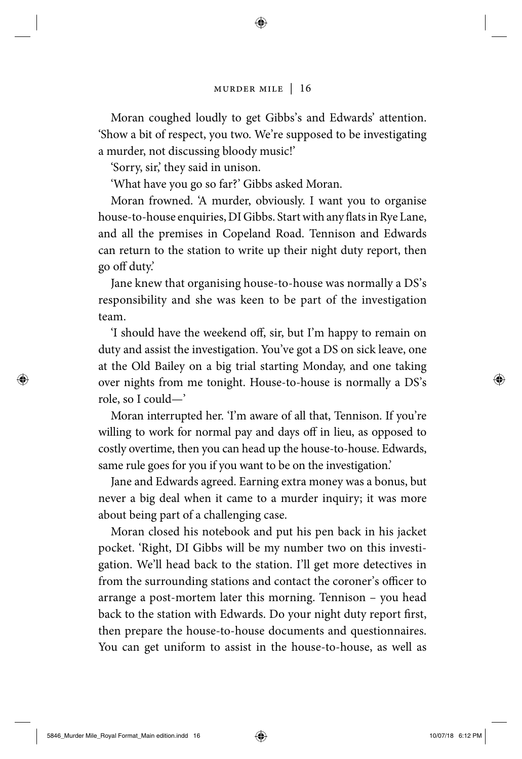Moran coughed loudly to get Gibbs's and Edwards' attention. 'Show a bit of respect, you two. We're supposed to be investigating a murder, not discussing bloody music!'

'Sorry, sir,' they said in unison.

'What have you go so far?' Gibbs asked Moran.

Moran frowned. 'A murder, obviously. I want you to organise house-to-house enquiries, DI Gibbs. Start with any flats in Rye Lane, and all the premises in Copeland Road. Tennison and Edwards can return to the station to write up their night duty report, then go off duty.'

Jane knew that organising house-to-house was normally a DS's responsibility and she was keen to be part of the investigation team.

'I should have the weekend off, sir, but I'm happy to remain on duty and assist the investigation. You've got a DS on sick leave, one at the Old Bailey on a big trial starting Monday, and one taking over nights from me tonight. House-to-house is normally a DS's role, so I could—'

Moran interrupted her. 'I'm aware of all that, Tennison. If you're willing to work for normal pay and days off in lieu, as opposed to costly overtime, then you can head up the house-to-house. Edwards, same rule goes for you if you want to be on the investigation.'

Jane and Edwards agreed. Earning extra money was a bonus, but never a big deal when it came to a murder inquiry; it was more about being part of a challenging case.

Moran closed his notebook and put his pen back in his jacket pocket. 'Right, DI Gibbs will be my number two on this investigation. We'll head back to the station. I'll get more detectives in from the surrounding stations and contact the coroner's officer to arrange a post-mortem later this morning. Tennison – you head back to the station with Edwards. Do your night duty report first, then prepare the house-to-house documents and questionnaires. You can get uniform to assist in the house-to-house, as well as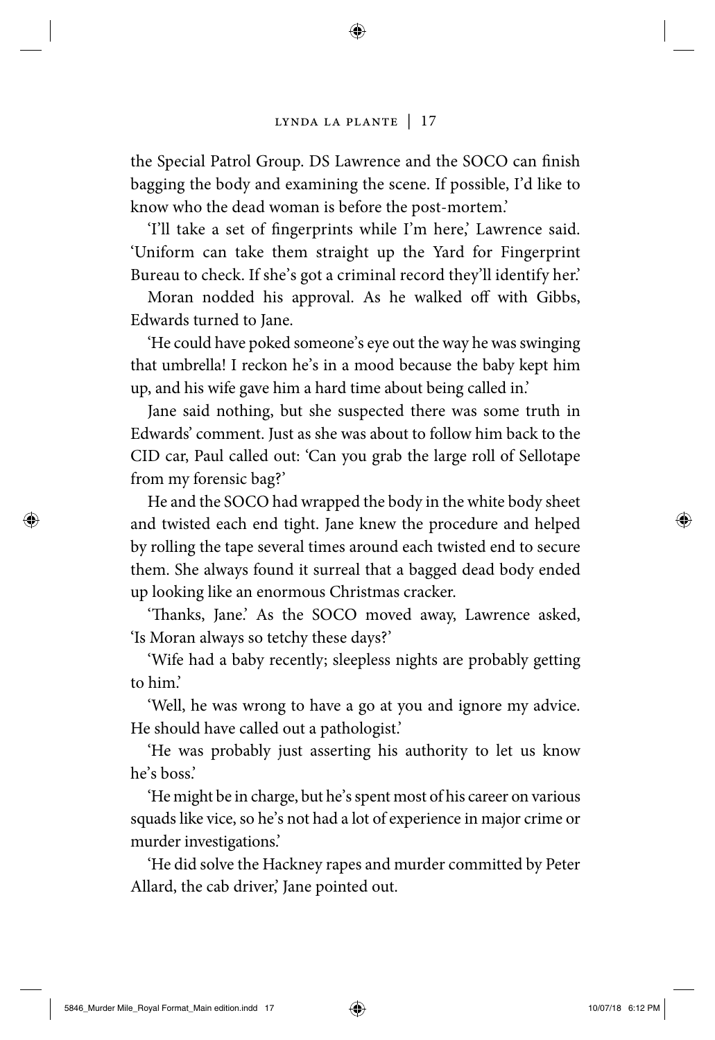the Special Patrol Group. DS Lawrence and the SOCO can finish bagging the body and examining the scene. If possible, I'd like to know who the dead woman is before the post-mortem.'

'I'll take a set of fingerprints while I'm here,' Lawrence said. 'Uniform can take them straight up the Yard for Fingerprint Bureau to check. If she's got a criminal record they'll identify her.'

Moran nodded his approval. As he walked off with Gibbs, Edwards turned to Jane.

'He could have poked someone's eye out the way he was swinging that umbrella! I reckon he's in a mood because the baby kept him up, and his wife gave him a hard time about being called in.'

Jane said nothing, but she suspected there was some truth in Edwards' comment. Just as she was about to follow him back to the CID car, Paul called out: 'Can you grab the large roll of Sellotape from my forensic bag?'

He and the SOCO had wrapped the body in the white body sheet and twisted each end tight. Jane knew the procedure and helped by rolling the tape several times around each twisted end to secure them. She always found it surreal that a bagged dead body ended up looking like an enormous Christmas cracker.

'Thanks, Jane.' As the SOCO moved away, Lawrence asked, 'Is Moran always so tetchy these days?'

'Wife had a baby recently; sleepless nights are probably getting to him.'

'Well, he was wrong to have a go at you and ignore my advice. He should have called out a pathologist.'

'He was probably just asserting his authority to let us know he's boss.'

'He might be in charge, but he's spent most of his career on various squads like vice, so he's not had a lot of experience in major crime or murder investigations.'

'He did solve the Hackney rapes and murder committed by Peter Allard, the cab driver,' Jane pointed out.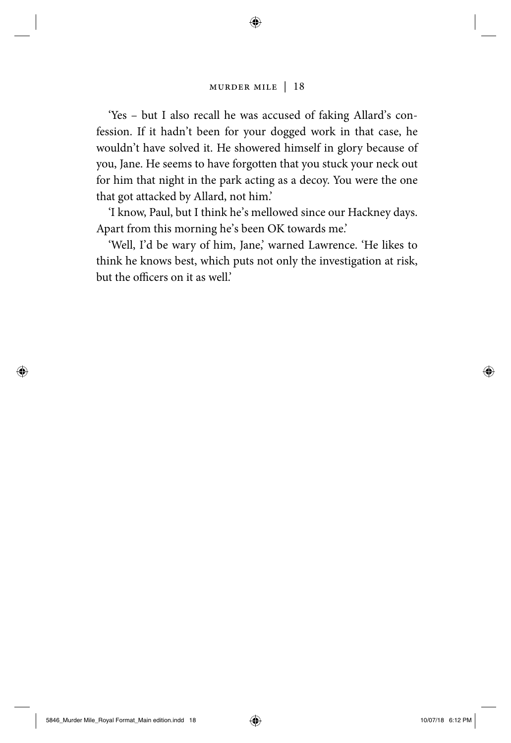'Yes – but I also recall he was accused of faking Allard's confession. If it hadn't been for your dogged work in that case, he wouldn't have solved it. He showered himself in glory because of you, Jane. He seems to have forgotten that you stuck your neck out for him that night in the park acting as a decoy. You were the one that got attacked by Allard, not him.'

'I know, Paul, but I think he's mellowed since our Hackney days. Apart from this morning he's been OK towards me.'

'Well, I'd be wary of him, Jane,' warned Lawrence. 'He likes to think he knows best, which puts not only the investigation at risk, but the officers on it as well.'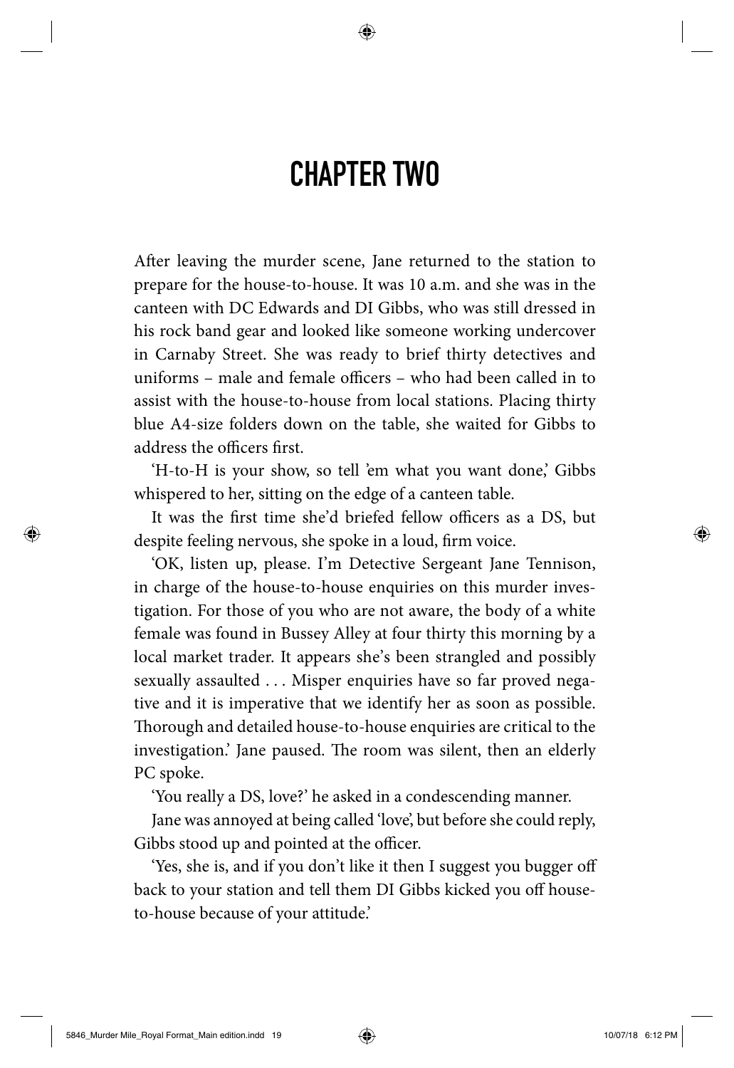# CHAPTER TWO

After leaving the murder scene, Jane returned to the station to prepare for the house-to-house. It was 10 a.m. and she was in the canteen with DC Edwards and DI Gibbs, who was still dressed in his rock band gear and looked like someone working undercover in Carnaby Street. She was ready to brief thirty detectives and uniforms – male and female officers – who had been called in to assist with the house-to-house from local stations. Placing thirty blue A4-size folders down on the table, she waited for Gibbs to address the officers first.

'H-to-H is your show, so tell 'em what you want done,' Gibbs whispered to her, sitting on the edge of a canteen table.

It was the first time she'd briefed fellow officers as a DS, but despite feeling nervous, she spoke in a loud, firm voice.

'OK, listen up, please. I'm Detective Sergeant Jane Tennison, in charge of the house-to-house enquiries on this murder investigation. For those of you who are not aware, the body of a white female was found in Bussey Alley at four thirty this morning by a local market trader. It appears she's been strangled and possibly sexually assaulted . . . Misper enquiries have so far proved negative and it is imperative that we identify her as soon as possible. Thorough and detailed house-to-house enquiries are critical to the investigation.' Jane paused. The room was silent, then an elderly PC spoke.

'You really a DS, love?' he asked in a condescending manner.

Jane was annoyed at being called 'love', but before she could reply, Gibbs stood up and pointed at the officer.

'Yes, she is, and if you don't like it then I suggest you bugger off back to your station and tell them DI Gibbs kicked you off house-to-house because of your attitude.'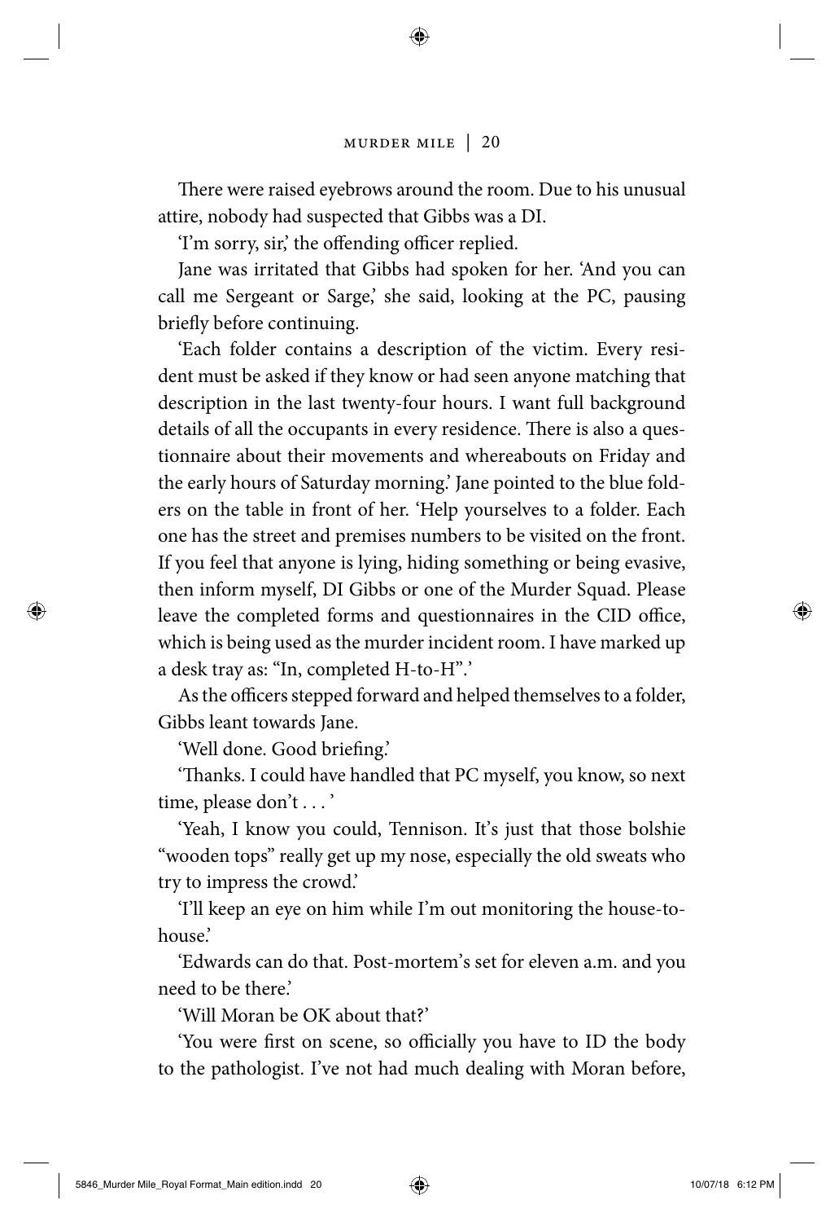There were raised eyebrows around the room. Due to his unusual attire, nobody had suspected that Gibbs was a DI.

'I'm sorry, sir,' the offending officer replied.

Jane was irritated that Gibbs had spoken for her. 'And you can call me Sergeant or Sarge,' she said, looking at the PC, pausing briefly before continuing.

'Each folder contains a description of the victim. Every resident must be asked if they know or had seen anyone matching that description in the last twenty-four hours. I want full background details of all the occupants in every residence. There is also a questionnaire about their movements and whereabouts on Friday and the early hours of Saturday morning.' Jane pointed to the blue folders on the table in front of her. 'Help yourselves to a folder. Each one has the street and premises numbers to be visited on the front. If you feel that anyone is lying, hiding something or being evasive, then inform myself, DI Gibbs or one of the Murder Squad. Please leave the completed forms and questionnaires in the CID office, which is being used as the murder incident room. I have marked up a desk tray as: "In, completed H-to-H".'

As the officers stepped forward and helped themselves to a folder, Gibbs leant towards Jane.

'Well done. Good briefing.'

'Thanks. I could have handled that PC myself, you know, so next time, please don't . . . '

'Yeah, I know you could, Tennison. It's just that those bolshie "wooden tops" really get up my nose, especially the old sweats who try to impress the crowd.'

'I'll keep an eye on him while I'm out monitoring the house-to-house.'

'Edwards can do that. Post-mortem's set for eleven a.m. and you need to be there.'

'Will Moran be OK about that?'

'You were first on scene, so officially you have to ID the body to the pathologist. I've not had much dealing with Moran before,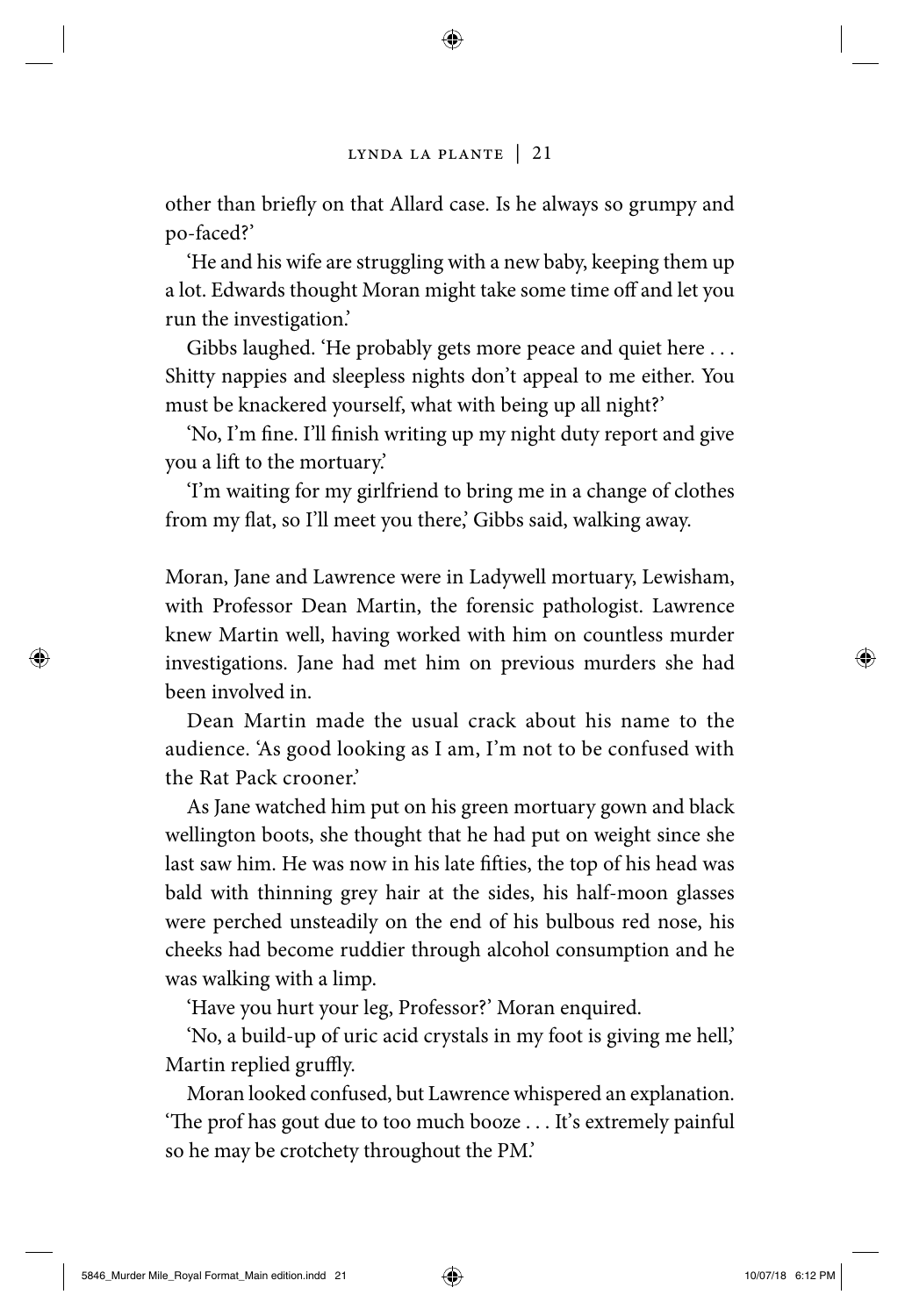other than briefly on that Allard case. Is he always so grumpy and po-faced?'

'He and his wife are struggling with a new baby, keeping them up a lot. Edwards thought Moran might take some time off and let you run the investigation.'

Gibbs laughed. 'He probably gets more peace and quiet here . . . Shitty nappies and sleepless nights don't appeal to me either. You must be knackered yourself, what with being up all night?'

'No, I'm fine. I'll finish writing up my night duty report and give you a lift to the mortuary.'

'I'm waiting for my girlfriend to bring me in a change of clothes from my flat, so I'll meet you there,' Gibbs said, walking away.

Moran, Jane and Lawrence were in Ladywell mortuary, Lewisham, with Professor Dean Martin, the forensic pathologist. Lawrence knew Martin well, having worked with him on countless murder investigations. Jane had met him on previous murders she had been involved in.

Dean Martin made the usual crack about his name to the audience. 'As good looking as I am, I'm not to be confused with the Rat Pack crooner.'

As Jane watched him put on his green mortuary gown and black wellington boots, she thought that he had put on weight since she last saw him. He was now in his late fifties, the top of his head was bald with thinning grey hair at the sides, his half-moon glasses were perched unsteadily on the end of his bulbous red nose, his cheeks had become ruddier through alcohol consumption and he was walking with a limp.

'Have you hurt your leg, Professor?' Moran enquired.

'No, a build-up of uric acid crystals in my foot is giving me hell,' Martin replied gruffly.

Moran looked confused, but Lawrence whispered an explanation. 'The prof has gout due to too much booze . . . It's extremely painful so he may be crotchety throughout the PM.'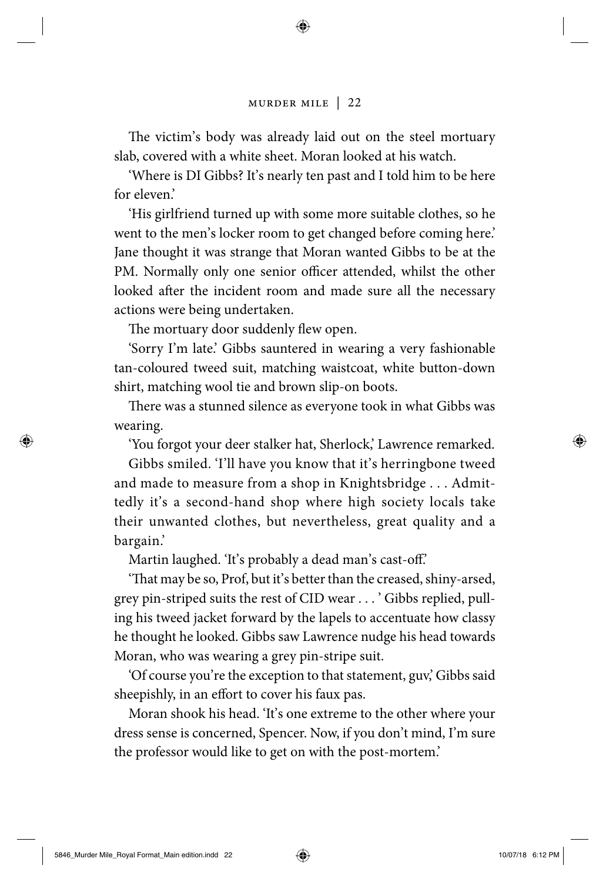The victim's body was already laid out on the steel mortuary slab, covered with a white sheet. Moran looked at his watch.

'Where is DI Gibbs? It's nearly ten past and I told him to be here for eleven.'

'His girlfriend turned up with some more suitable clothes, so he went to the men's locker room to get changed before coming here.' Jane thought it was strange that Moran wanted Gibbs to be at the PM. Normally only one senior officer attended, whilst the other looked after the incident room and made sure all the necessary actions were being undertaken.

The mortuary door suddenly flew open.

'Sorry I'm late.' Gibbs sauntered in wearing a very fashionable tan-coloured tweed suit, matching waistcoat, white button-down shirt, matching wool tie and brown slip-on boots.

There was a stunned silence as everyone took in what Gibbs was wearing.

'You forgot your deer stalker hat, Sherlock,' Lawrence remarked.

Gibbs smiled. 'I'll have you know that it's herringbone tweed and made to measure from a shop in Knightsbridge . . . Admittedly it's a second-hand shop where high society locals take their unwanted clothes, but nevertheless, great quality and a bargain.'

Martin laughed. 'It's probably a dead man's cast-off.'

'That may be so, Prof, but it's better than the creased, shiny-arsed, grey pin-striped suits the rest of CID wear . . . ' Gibbs replied, pulling his tweed jacket forward by the lapels to accentuate how classy he thought he looked. Gibbs saw Lawrence nudge his head towards Moran, who was wearing a grey pin-stripe suit.

'Of course you're the exception to that statement, guv,' Gibbs said sheepishly, in an effort to cover his faux pas.

Moran shook his head. 'It's one extreme to the other where your dress sense is concerned, Spencer. Now, if you don't mind, I'm sure the professor would like to get on with the post-mortem.'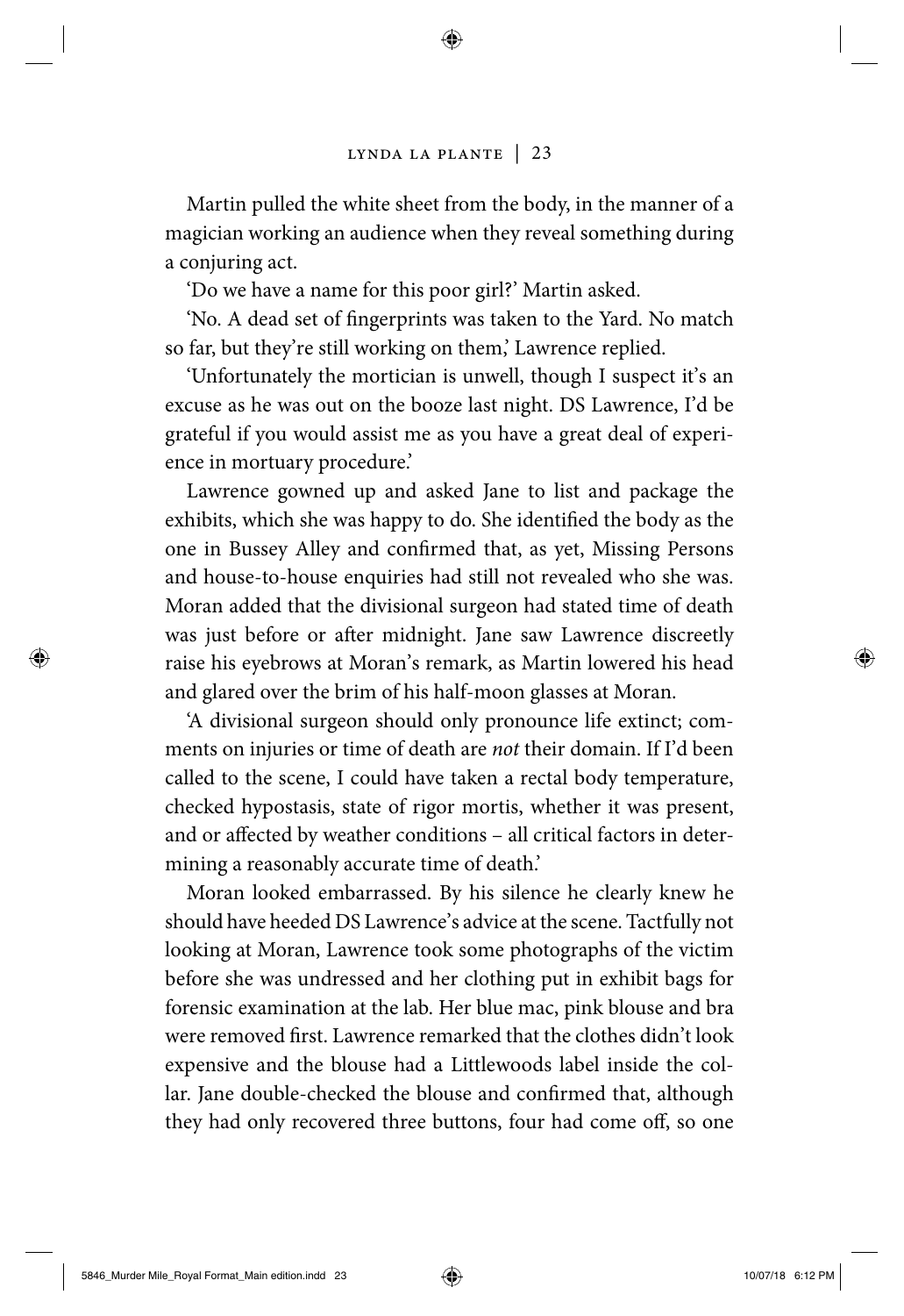Martin pulled the white sheet from the body, in the manner of a magician working an audience when they reveal something during a conjuring act.

'Do we have a name for this poor girl?' Martin asked.

'No. A dead set of fingerprints was taken to the Yard. No match so far, but they're still working on them,' Lawrence replied.

'Unfortunately the mortician is unwell, though I suspect it's an excuse as he was out on the booze last night. DS Lawrence, I'd be grateful if you would assist me as you have a great deal of experience in mortuary procedure.'

Lawrence gowned up and asked Jane to list and package the exhibits, which she was happy to do. She identified the body as the one in Bussey Alley and confirmed that, as yet, Missing Persons and house-to-house enquiries had still not revealed who she was. Moran added that the divisional surgeon had stated time of death was just before or after midnight. Jane saw Lawrence discreetly raise his eyebrows at Moran's remark, as Martin lowered his head and glared over the brim of his half-moon glasses at Moran.

'A divisional surgeon should only pronounce life extinct; comments on injuries or time of death are *not* their domain. If I'd been called to the scene, I could have taken a rectal body temperature, checked hypostasis, state of rigor mortis, whether it was present, and or affected by weather conditions – all critical factors in determining a reasonably accurate time of death.'

Moran looked embarrassed. By his silence he clearly knew he should have heeded DS Lawrence's advice at the scene. Tactfully not looking at Moran, Lawrence took some photographs of the victim before she was undressed and her clothing put in exhibit bags for forensic examination at the lab. Her blue mac, pink blouse and bra were removed first. Lawrence remarked that the clothes didn't look expensive and the blouse had a Littlewoods label inside the collar. Jane double-checked the blouse and confirmed that, although they had only recovered three buttons, four had come off, so one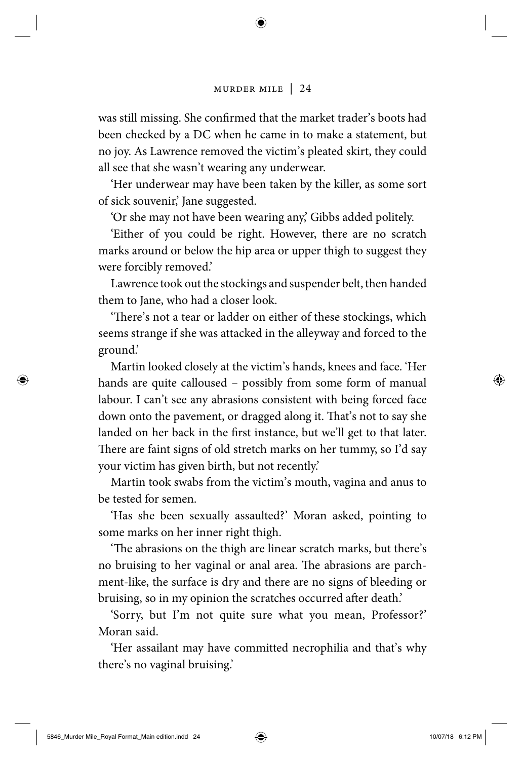was still missing. She confirmed that the market trader's boots had been checked by a DC when he came in to make a statement, but no joy. As Lawrence removed the victim's pleated skirt, they could all see that she wasn't wearing any underwear.

'Her underwear may have been taken by the killer, as some sort of sick souvenir,' Jane suggested.

'Or she may not have been wearing any,' Gibbs added politely.

'Either of you could be right. However, there are no scratch marks around or below the hip area or upper thigh to suggest they were forcibly removed.'

Lawrence took out the stockings and suspender belt, then handed them to Jane, who had a closer look.

'There's not a tear or ladder on either of these stockings, which seems strange if she was attacked in the alleyway and forced to the ground.'

Martin looked closely at the victim's hands, knees and face. 'Her hands are quite calloused – possibly from some form of manual labour. I can't see any abrasions consistent with being forced face down onto the pavement, or dragged along it. That's not to say she landed on her back in the first instance, but we'll get to that later. There are faint signs of old stretch marks on her tummy, so I'd say your victim has given birth, but not recently.'

Martin took swabs from the victim's mouth, vagina and anus to be tested for semen.

'Has she been sexually assaulted?' Moran asked, pointing to some marks on her inner right thigh.

'The abrasions on the thigh are linear scratch marks, but there's no bruising to her vaginal or anal area. The abrasions are parchment-like, the surface is dry and there are no signs of bleeding or bruising, so in my opinion the scratches occurred after death.'

'Sorry, but I'm not quite sure what you mean, Professor?' Moran said.

'Her assailant may have committed necrophilia and that's why there's no vaginal bruising.'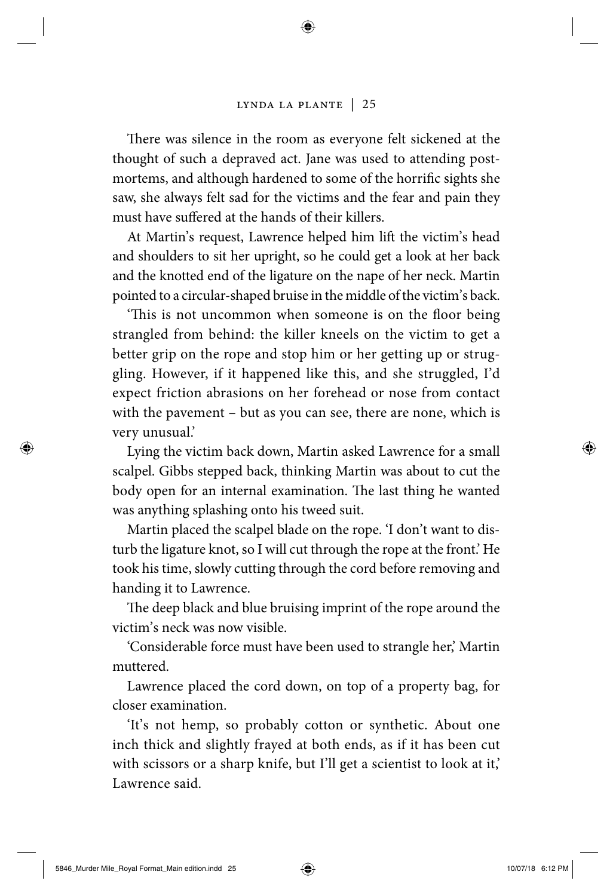There was silence in the room as everyone felt sickened at the thought of such a depraved act. Jane was used to attending post-mortems, and although hardened to some of the horrific sights she saw, she always felt sad for the victims and the fear and pain they must have suffered at the hands of their killers.

At Martin's request, Lawrence helped him lift the victim's head and shoulders to sit her upright, so he could get a look at her back and the knotted end of the ligature on the nape of her neck. Martin pointed to a circular-shaped bruise in the middle of the victim's back.

'This is not uncommon when someone is on the floor being strangled from behind: the killer kneels on the victim to get a better grip on the rope and stop him or her getting up or struggling. However, if it happened like this, and she struggled, I'd expect friction abrasions on her forehead or nose from contact with the pavement – but as you can see, there are none, which is very unusual.'

Lying the victim back down, Martin asked Lawrence for a small scalpel. Gibbs stepped back, thinking Martin was about to cut the body open for an internal examination. The last thing he wanted was anything splashing onto his tweed suit.

Martin placed the scalpel blade on the rope. 'I don't want to disturb the ligature knot, so I will cut through the rope at the front.' He took his time, slowly cutting through the cord before removing and handing it to Lawrence.

The deep black and blue bruising imprint of the rope around the victim's neck was now visible.

'Considerable force must have been used to strangle her,' Martin muttered.

Lawrence placed the cord down, on top of a property bag, for closer examination.

'It's not hemp, so probably cotton or synthetic. About one inch thick and slightly frayed at both ends, as if it has been cut with scissors or a sharp knife, but I'll get a scientist to look at it,' Lawrence said.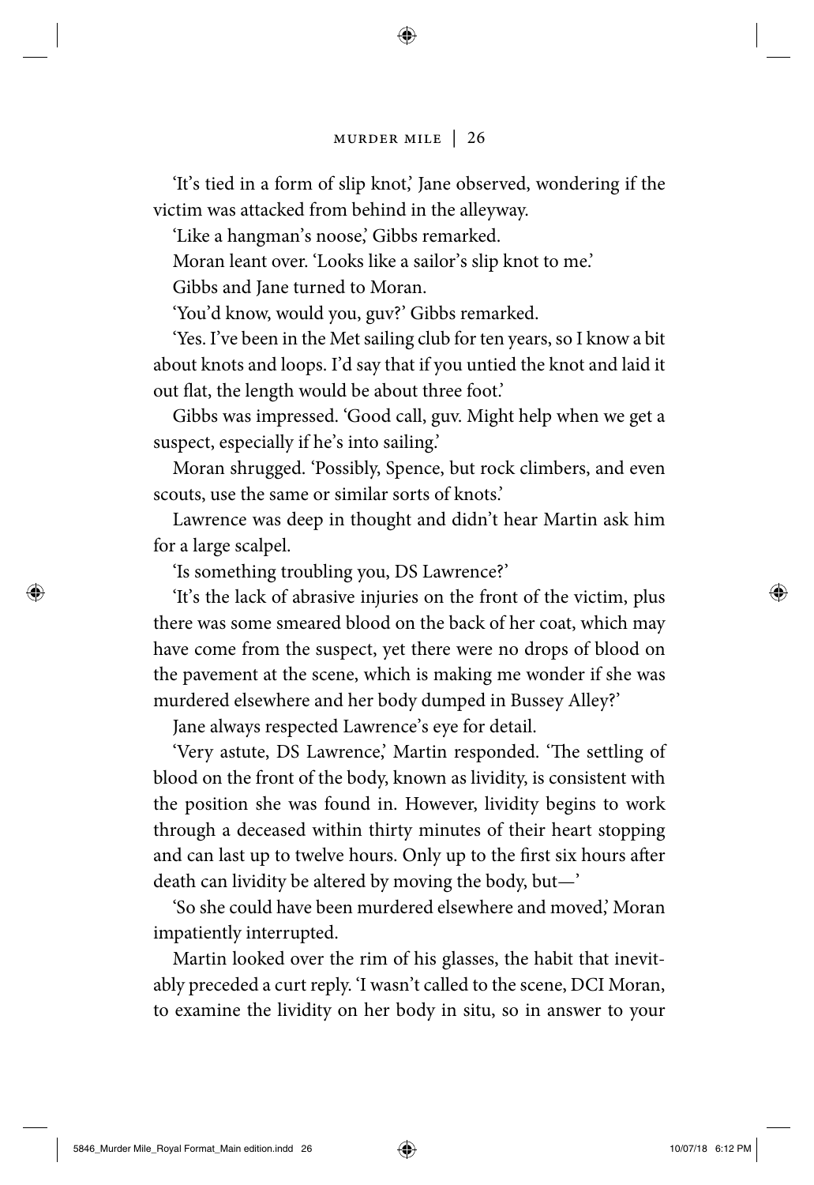'It's tied in a form of slip knot,' Jane observed, wondering if the victim was attacked from behind in the alleyway.

'Like a hangman's noose,' Gibbs remarked.

Moran leant over. 'Looks like a sailor's slip knot to me.'

Gibbs and Jane turned to Moran.

'You'd know, would you, guv?' Gibbs remarked.

'Yes. I've been in the Met sailing club for ten years, so I know a bit about knots and loops. I'd say that if you untied the knot and laid it out flat, the length would be about three foot.'

Gibbs was impressed. 'Good call, guv. Might help when we get a suspect, especially if he's into sailing.'

Moran shrugged. 'Possibly, Spence, but rock climbers, and even scouts, use the same or similar sorts of knots.'

Lawrence was deep in thought and didn't hear Martin ask him for a large scalpel.

'Is something troubling you, DS Lawrence?'

'It's the lack of abrasive injuries on the front of the victim, plus there was some smeared blood on the back of her coat, which may have come from the suspect, yet there were no drops of blood on the pavement at the scene, which is making me wonder if she was murdered elsewhere and her body dumped in Bussey Alley?'

Jane always respected Lawrence's eye for detail.

'Very astute, DS Lawrence,' Martin responded. 'The settling of blood on the front of the body, known as lividity, is consistent with the position she was found in. However, lividity begins to work through a deceased within thirty minutes of their heart stopping and can last up to twelve hours. Only up to the first six hours after death can lividity be altered by moving the body, but—'

'So she could have been murdered elsewhere and moved,' Moran impatiently interrupted.

Martin looked over the rim of his glasses, the habit that inevitably preceded a curt reply. 'I wasn't called to the scene, DCI Moran, to examine the lividity on her body in situ, so in answer to your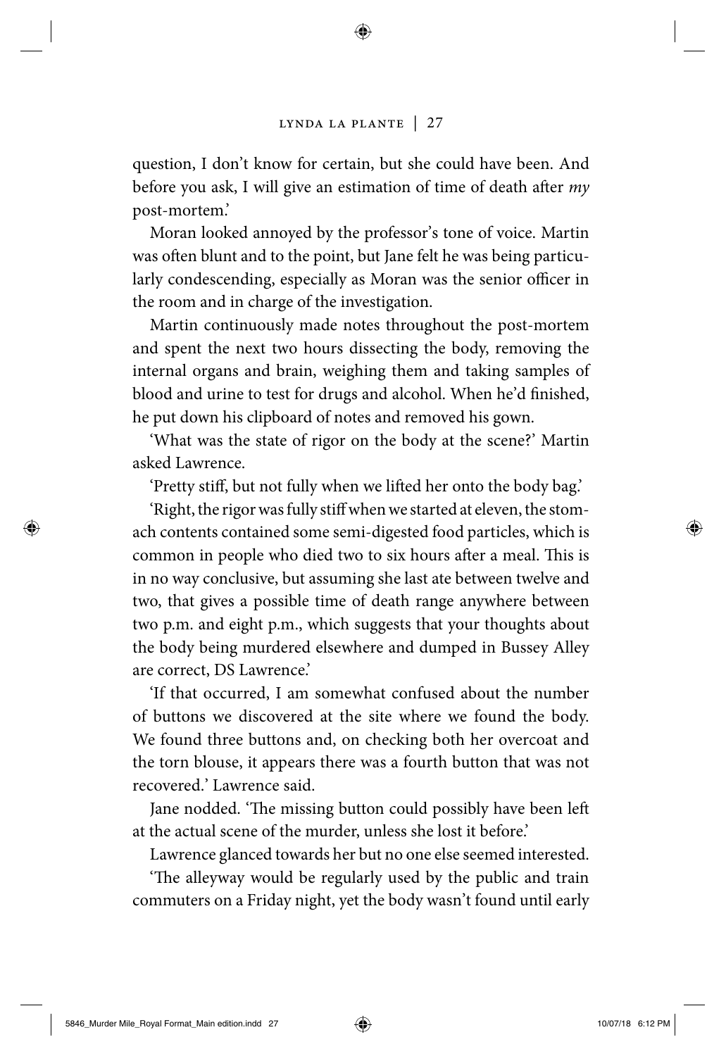question, I don't know for certain, but she could have been. And before you ask, I will give an estimation of time of death after *my* post-mortem.'

Moran looked annoyed by the professor's tone of voice. Martin was often blunt and to the point, but Jane felt he was being particularly condescending, especially as Moran was the senior officer in the room and in charge of the investigation.

Martin continuously made notes throughout the post-mortem and spent the next two hours dissecting the body, removing the internal organs and brain, weighing them and taking samples of blood and urine to test for drugs and alcohol. When he'd finished, he put down his clipboard of notes and removed his gown.

'What was the state of rigor on the body at the scene?' Martin asked Lawrence.

'Pretty stiff, but not fully when we lifted her onto the body bag.'

'Right, the rigor was fully stiff when we started at eleven, the stomach contents contained some semi-digested food particles, which is common in people who died two to six hours after a meal. This is in no way conclusive, but assuming she last ate between twelve and two, that gives a possible time of death range anywhere between two p.m. and eight p.m., which suggests that your thoughts about the body being murdered elsewhere and dumped in Bussey Alley are correct, DS Lawrence.'

'If that occurred, I am somewhat confused about the number of buttons we discovered at the site where we found the body. We found three buttons and, on checking both her overcoat and the torn blouse, it appears there was a fourth button that was not recovered.' Lawrence said.

Jane nodded. 'The missing button could possibly have been left at the actual scene of the murder, unless she lost it before.'

Lawrence glanced towards her but no one else seemed interested.

'The alleyway would be regularly used by the public and train commuters on a Friday night, yet the body wasn't found until early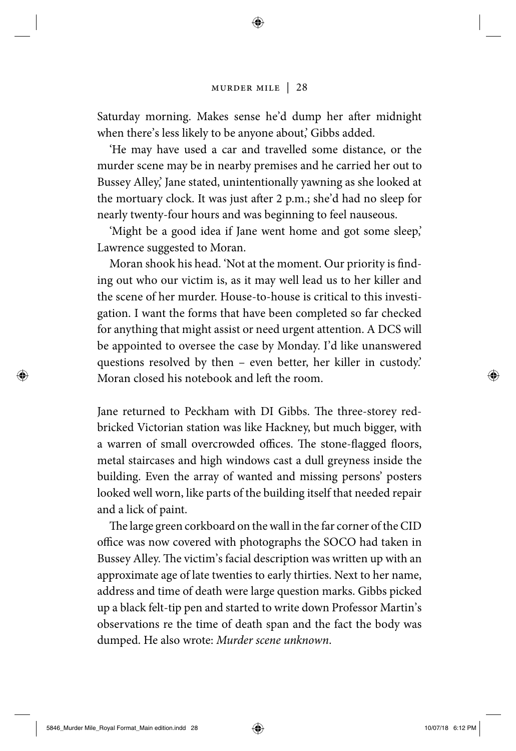Saturday morning. Makes sense he'd dump her after midnight when there's less likely to be anyone about,' Gibbs added.

'He may have used a car and travelled some distance, or the murder scene may be in nearby premises and he carried her out to Bussey Alley,' Jane stated, unintentionally yawning as she looked at the mortuary clock. It was just after 2 p.m.; she'd had no sleep for nearly twenty-four hours and was beginning to feel nauseous.

'Might be a good idea if Jane went home and got some sleep,' Lawrence suggested to Moran.

Moran shook his head. 'Not at the moment. Our priority is finding out who our victim is, as it may well lead us to her killer and the scene of her murder. House-to-house is critical to this investigation. I want the forms that have been completed so far checked for anything that might assist or need urgent attention. A DCS will be appointed to oversee the case by Monday. I'd like unanswered questions resolved by then – even better, her killer in custody.' Moran closed his notebook and left the room.

Jane returned to Peckham with DI Gibbs. The three-storey red-bricked Victorian station was like Hackney, but much bigger, with a warren of small overcrowded offices. The stone-flagged floors, metal staircases and high windows cast a dull greyness inside the building. Even the array of wanted and missing persons' posters looked well worn, like parts of the building itself that needed repair and a lick of paint.

The large green corkboard on the wall in the far corner of the CID office was now covered with photographs the SOCO had taken in Bussey Alley. The victim's facial description was written up with an approximate age of late twenties to early thirties. Next to her name, address and time of death were large question marks. Gibbs picked up a black felt-tip pen and started to write down Professor Martin's observations re the time of death span and the fact the body was dumped. He also wrote: *Murder scene unknown*.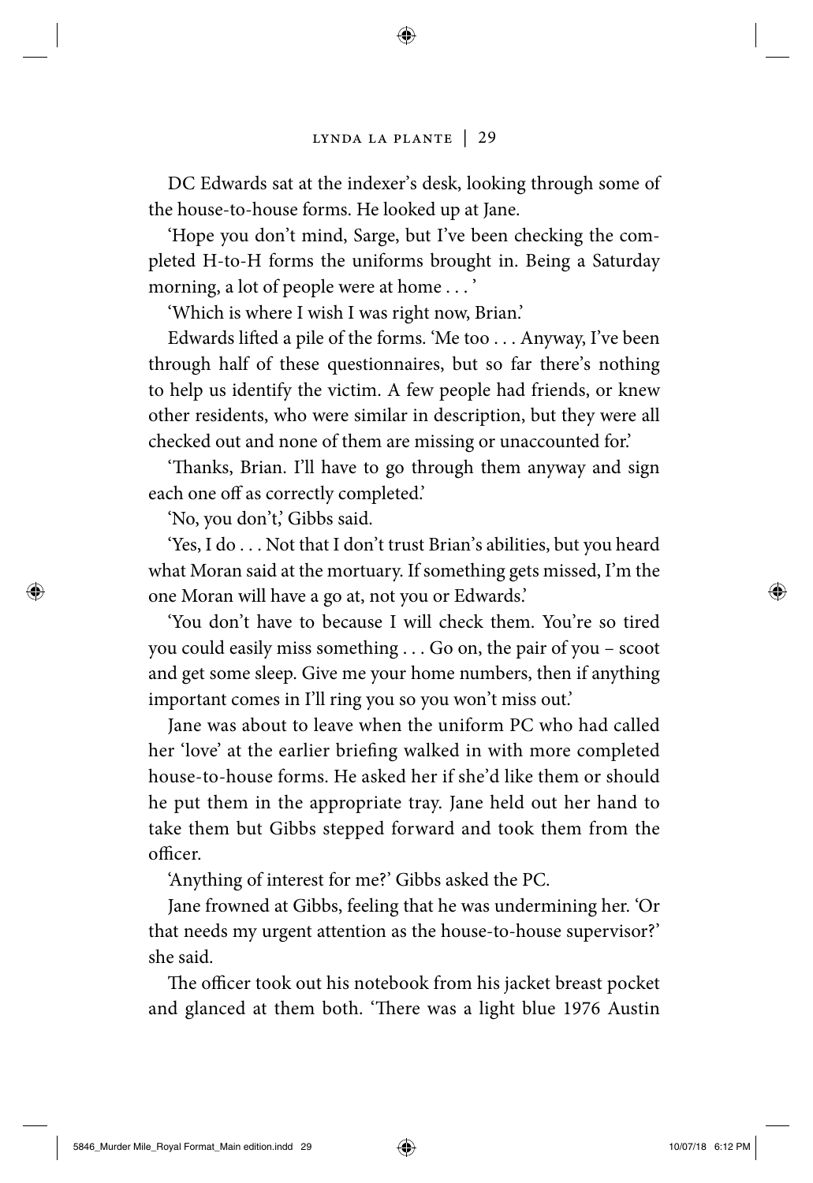DC Edwards sat at the indexer's desk, looking through some of the house-to-house forms. He looked up at Jane.

'Hope you don't mind, Sarge, but I've been checking the completed H-to-H forms the uniforms brought in. Being a Saturday morning, a lot of people were at home . . . '

'Which is where I wish I was right now, Brian.'

Edwards lifted a pile of the forms. 'Me too . . . Anyway, I've been through half of these questionnaires, but so far there's nothing to help us identify the victim. A few people had friends, or knew other residents, who were similar in description, but they were all checked out and none of them are missing or unaccounted for.'

'Thanks, Brian. I'll have to go through them anyway and sign each one off as correctly completed.'

'No, you don't,' Gibbs said.

'Yes, I do . . . Not that I don't trust Brian's abilities, but you heard what Moran said at the mortuary. If something gets missed, I'm the one Moran will have a go at, not you or Edwards.'

'You don't have to because I will check them. You're so tired you could easily miss something . . . Go on, the pair of you – scoot and get some sleep. Give me your home numbers, then if anything important comes in I'll ring you so you won't miss out.'

Jane was about to leave when the uniform PC who had called her 'love' at the earlier briefing walked in with more completed house-to-house forms. He asked her if she'd like them or should he put them in the appropriate tray. Jane held out her hand to take them but Gibbs stepped forward and took them from the officer.

'Anything of interest for me?' Gibbs asked the PC.

Jane frowned at Gibbs, feeling that he was undermining her. 'Or that needs my urgent attention as the house-to-house supervisor?' she said.

The officer took out his notebook from his jacket breast pocket and glanced at them both. 'There was a light blue 1976 Austin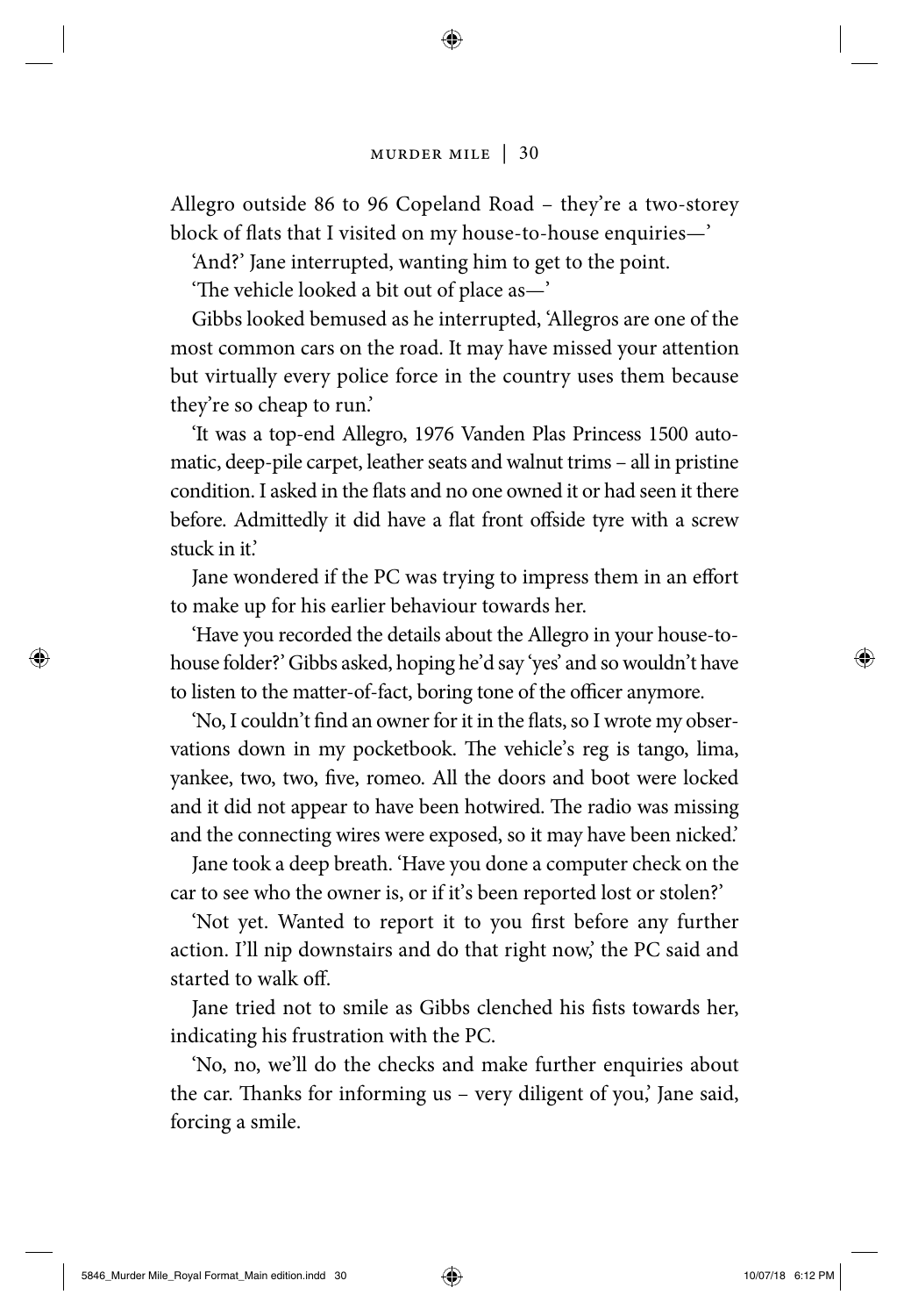Allegro outside 86 to 96 Copeland Road – they're a two-storey block of flats that I visited on my house-to-house enquiries—'

'And?' Jane interrupted, wanting him to get to the point.

'The vehicle looked a bit out of place as—'

Gibbs looked bemused as he interrupted, 'Allegros are one of the most common cars on the road. It may have missed your attention but virtually every police force in the country uses them because they're so cheap to run.'

'It was a top-end Allegro, 1976 Vanden Plas Princess 1500 automatic, deep-pile carpet, leather seats and walnut trims – all in pristine condition. I asked in the flats and no one owned it or had seen it there before. Admittedly it did have a flat front offside tyre with a screw stuck in it.'

Jane wondered if the PC was trying to impress them in an effort to make up for his earlier behaviour towards her.

'Have you recorded the details about the Allegro in your house-to-house folder?' Gibbs asked, hoping he'd say 'yes' and so wouldn't have to listen to the matter-of-fact, boring tone of the officer anymore.

'No, I couldn't find an owner for it in the flats, so I wrote my observations down in my pocketbook. The vehicle's reg is tango, lima, yankee, two, two, five, romeo. All the doors and boot were locked and it did not appear to have been hotwired. The radio was missing and the connecting wires were exposed, so it may have been nicked.'

Jane took a deep breath. 'Have you done a computer check on the car to see who the owner is, or if it's been reported lost or stolen?'

'Not yet. Wanted to report it to you first before any further action. I'll nip downstairs and do that right now,' the PC said and started to walk off.

Jane tried not to smile as Gibbs clenched his fists towards her, indicating his frustration with the PC.

'No, no, we'll do the checks and make further enquiries about the car. Thanks for informing us – very diligent of you,' Jane said, forcing a smile.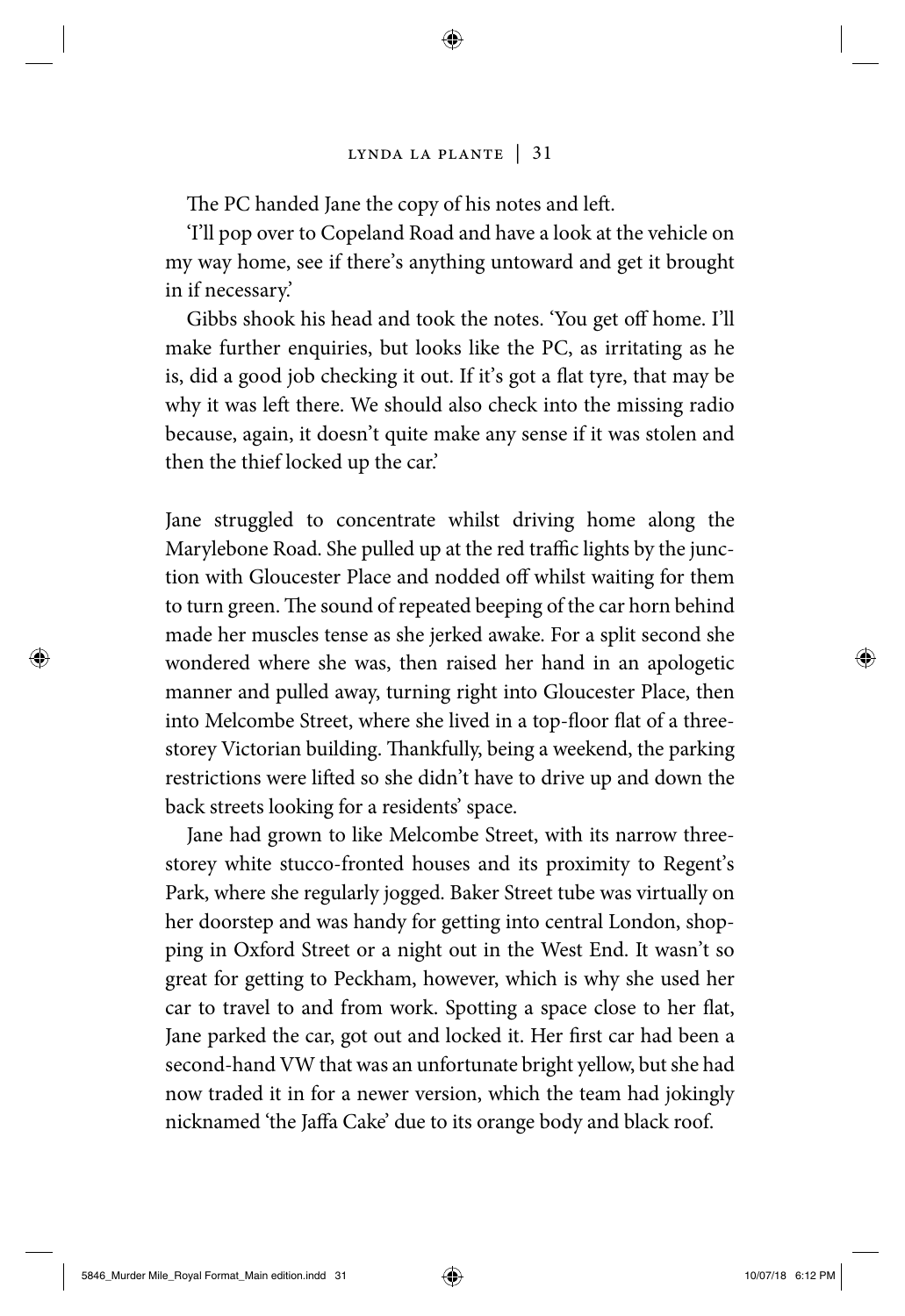The PC handed Jane the copy of his notes and left.

'I'll pop over to Copeland Road and have a look at the vehicle on my way home, see if there's anything untoward and get it brought in if necessary.'

Gibbs shook his head and took the notes. 'You get off home. I'll make further enquiries, but looks like the PC, as irritating as he is, did a good job checking it out. If it's got a flat tyre, that may be why it was left there. We should also check into the missing radio because, again, it doesn't quite make any sense if it was stolen and then the thief locked up the car.'

Jane struggled to concentrate whilst driving home along the Marylebone Road. She pulled up at the red traffic lights by the junction with Gloucester Place and nodded off whilst waiting for them to turn green. The sound of repeated beeping of the car horn behind made her muscles tense as she jerked awake. For a split second she wondered where she was, then raised her hand in an apologetic manner and pulled away, turning right into Gloucester Place, then into Melcombe Street, where she lived in a top-floor flat of a three-storey Victorian building. Thankfully, being a weekend, the parking restrictions were lifted so she didn't have to drive up and down the back streets looking for a residents' space.

Jane had grown to like Melcombe Street, with its narrow three-storey white stucco-fronted houses and its proximity to Regent's Park, where she regularly jogged. Baker Street tube was virtually on her doorstep and was handy for getting into central London, shopping in Oxford Street or a night out in the West End. It wasn't so great for getting to Peckham, however, which is why she used her car to travel to and from work. Spotting a space close to her flat, Jane parked the car, got out and locked it. Her first car had been a second-hand VW that was an unfortunate bright yellow, but she had now traded it in for a newer version, which the team had jokingly nicknamed 'the Jaffa Cake' due to its orange body and black roof.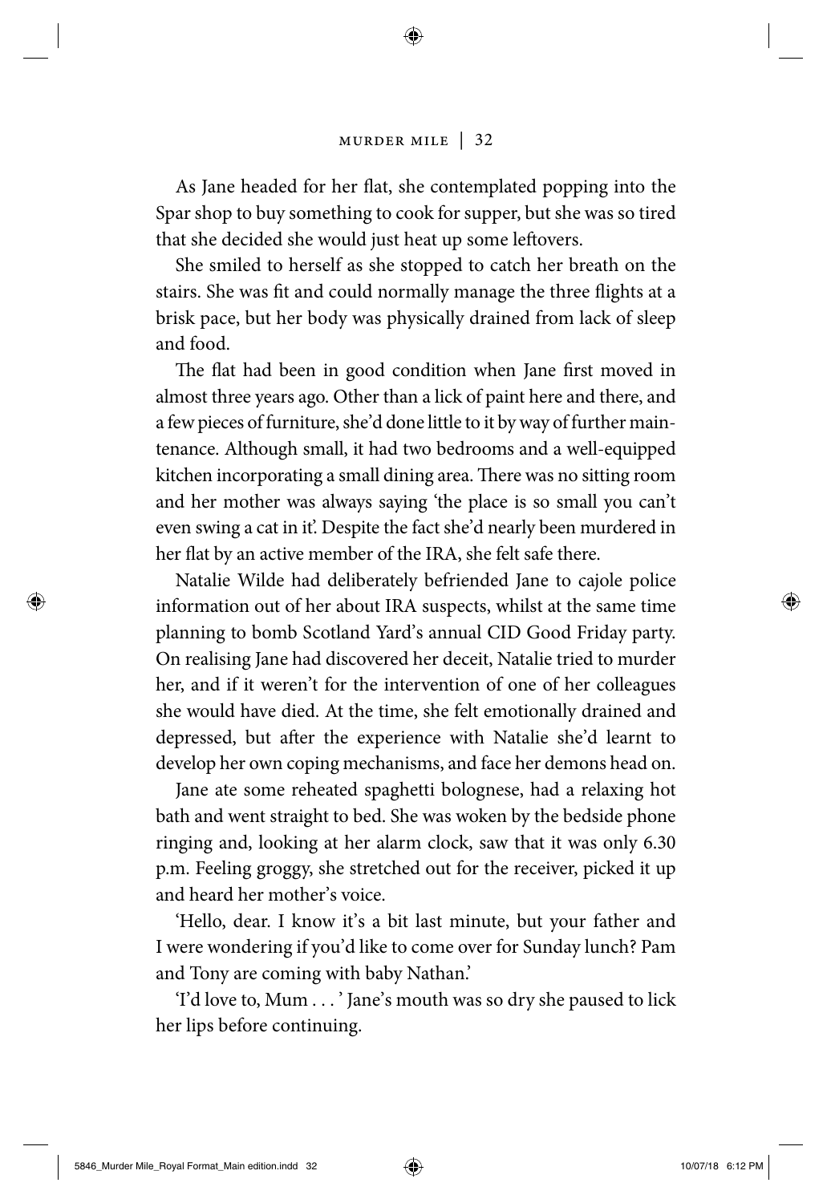As Jane headed for her flat, she contemplated popping into the Spar shop to buy something to cook for supper, but she was so tired that she decided she would just heat up some leftovers.

She smiled to herself as she stopped to catch her breath on the stairs. She was fit and could normally manage the three flights at a brisk pace, but her body was physically drained from lack of sleep and food.

The flat had been in good condition when Jane first moved in almost three years ago. Other than a lick of paint here and there, and a few pieces of furniture, she'd done little to it by way of further maintenance. Although small, it had two bedrooms and a well-equipped kitchen incorporating a small dining area. There was no sitting room and her mother was always saying 'the place is so small you can't even swing a cat in it'. Despite the fact she'd nearly been murdered in her flat by an active member of the IRA, she felt safe there.

Natalie Wilde had deliberately befriended Jane to cajole police information out of her about IRA suspects, whilst at the same time planning to bomb Scotland Yard's annual CID Good Friday party. On realising Jane had discovered her deceit, Natalie tried to murder her, and if it weren't for the intervention of one of her colleagues she would have died. At the time, she felt emotionally drained and depressed, but after the experience with Natalie she'd learnt to develop her own coping mechanisms, and face her demons head on.

Jane ate some reheated spaghetti bolognese, had a relaxing hot bath and went straight to bed. She was woken by the bedside phone ringing and, looking at her alarm clock, saw that it was only 6.30 p.m. Feeling groggy, she stretched out for the receiver, picked it up and heard her mother's voice.

'Hello, dear. I know it's a bit last minute, but your father and I were wondering if you'd like to come over for Sunday lunch? Pam and Tony are coming with baby Nathan.'

'I'd love to, Mum . . . ' Jane's mouth was so dry she paused to lick her lips before continuing.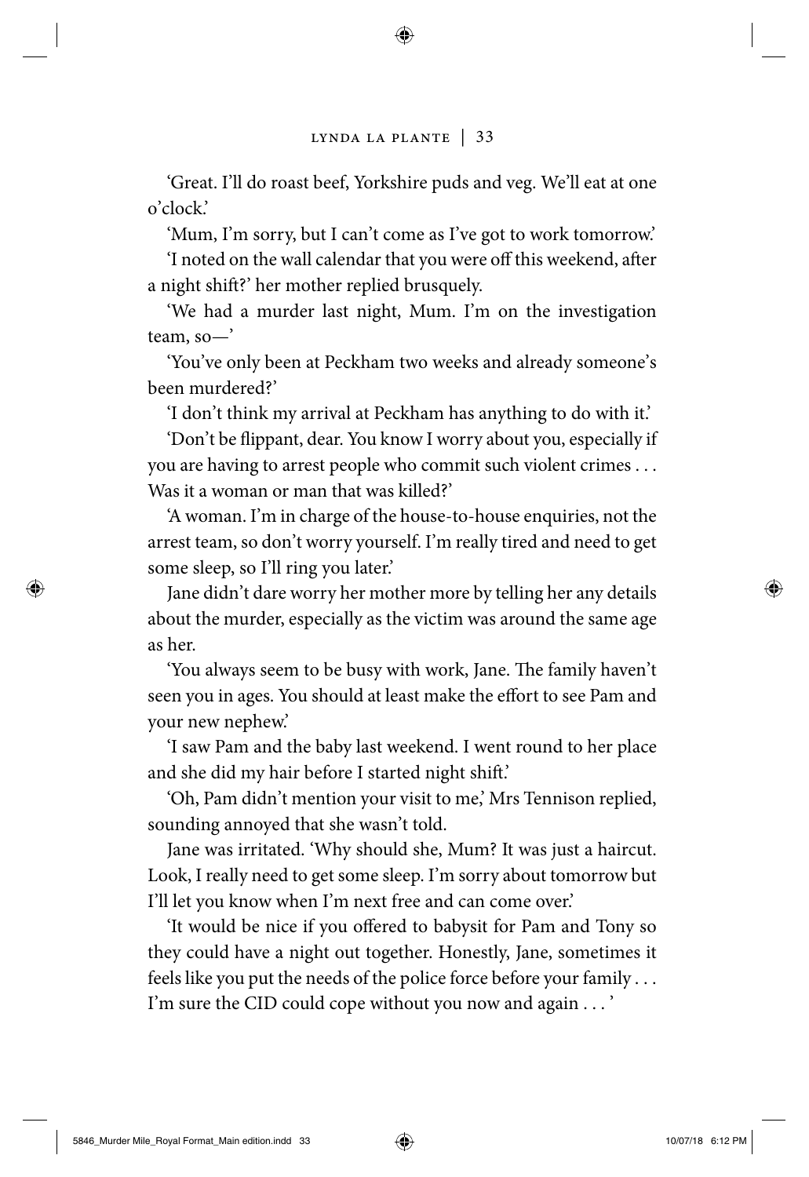'Great. I'll do roast beef, Yorkshire puds and veg. We'll eat at one o'clock.'

'Mum, I'm sorry, but I can't come as I've got to work tomorrow.'

'I noted on the wall calendar that you were off this weekend, after a night shift?' her mother replied brusquely.

'We had a murder last night, Mum. I'm on the investigation team, so—'

'You've only been at Peckham two weeks and already someone's been murdered?'

'I don't think my arrival at Peckham has anything to do with it.'

'Don't be flippant, dear. You know I worry about you, especially if you are having to arrest people who commit such violent crimes . . . Was it a woman or man that was killed?'

'A woman. I'm in charge of the house-to-house enquiries, not the arrest team, so don't worry yourself. I'm really tired and need to get some sleep, so I'll ring you later.'

Jane didn't dare worry her mother more by telling her any details about the murder, especially as the victim was around the same age as her.

'You always seem to be busy with work, Jane. The family haven't seen you in ages. You should at least make the effort to see Pam and your new nephew.'

'I saw Pam and the baby last weekend. I went round to her place and she did my hair before I started night shift.'

'Oh, Pam didn't mention your visit to me,' Mrs Tennison replied, sounding annoyed that she wasn't told.

Jane was irritated. 'Why should she, Mum? It was just a haircut. Look, I really need to get some sleep. I'm sorry about tomorrow but I'll let you know when I'm next free and can come over.'

'It would be nice if you offered to babysit for Pam and Tony so they could have a night out together. Honestly, Jane, sometimes it feels like you put the needs of the police force before your family . . . I'm sure the CID could cope without you now and again . . . '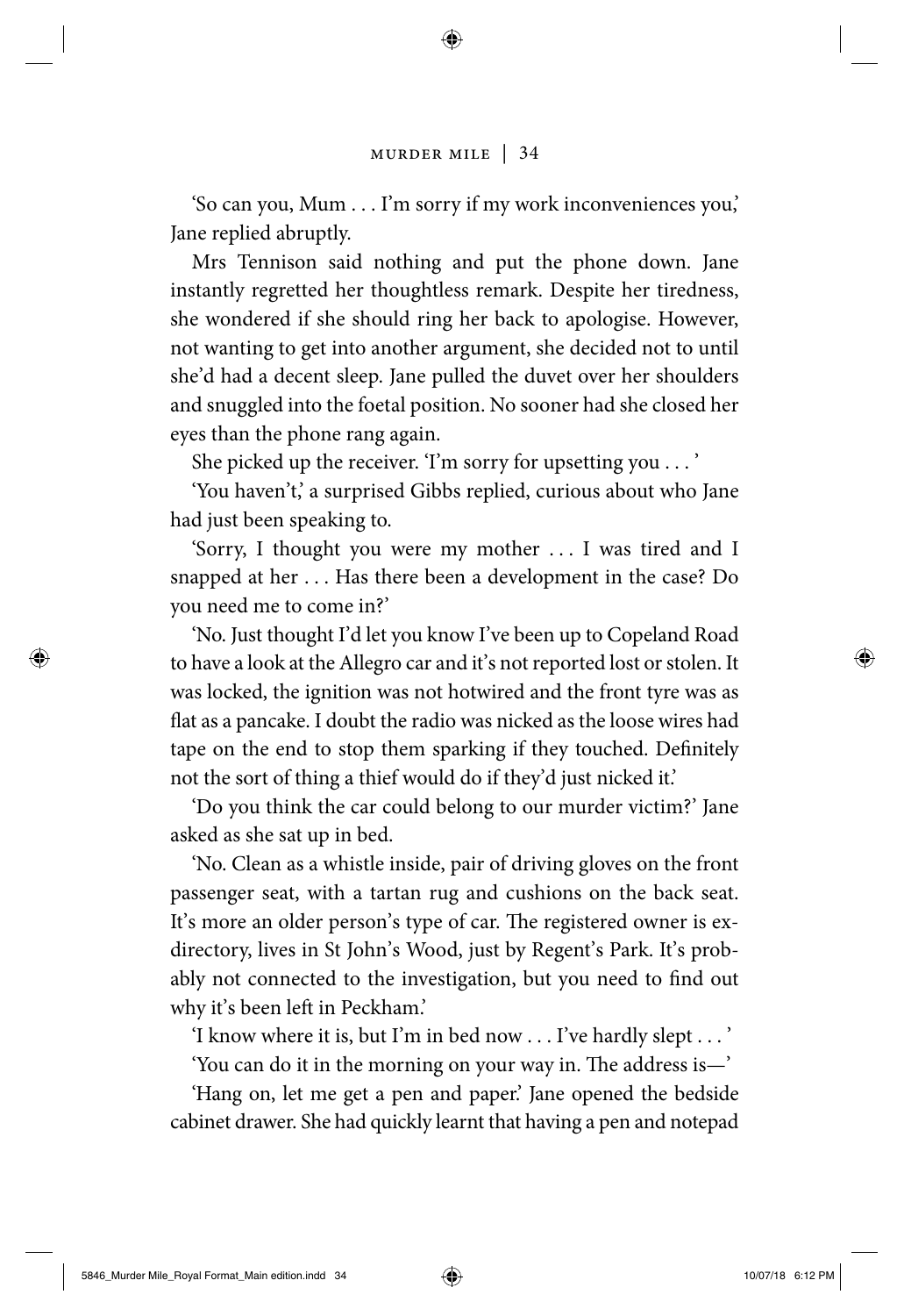'So can you, Mum . . . I'm sorry if my work inconveniences you,' Jane replied abruptly.

Mrs Tennison said nothing and put the phone down. Jane instantly regretted her thoughtless remark. Despite her tiredness, she wondered if she should ring her back to apologise. However, not wanting to get into another argument, she decided not to until she'd had a decent sleep. Jane pulled the duvet over her shoulders and snuggled into the foetal position. No sooner had she closed her eyes than the phone rang again.

She picked up the receiver. 'I'm sorry for upsetting you . . . '

'You haven't,' a surprised Gibbs replied, curious about who Jane had just been speaking to.

'Sorry, I thought you were my mother . . . I was tired and I snapped at her . . . Has there been a development in the case? Do you need me to come in?'

'No. Just thought I'd let you know I've been up to Copeland Road to have a look at the Allegro car and it's not reported lost or stolen. It was locked, the ignition was not hotwired and the front tyre was as flat as a pancake. I doubt the radio was nicked as the loose wires had tape on the end to stop them sparking if they touched. Definitely not the sort of thing a thief would do if they'd just nicked it.'

'Do you think the car could belong to our murder victim?' Jane asked as she sat up in bed.

'No. Clean as a whistle inside, pair of driving gloves on the front passenger seat, with a tartan rug and cushions on the back seat. It's more an older person's type of car. The registered owner is ex-directory, lives in St John's Wood, just by Regent's Park. It's probably not connected to the investigation, but you need to find out why it's been left in Peckham.'

'I know where it is, but I'm in bed now . . . I've hardly slept . . . '

'You can do it in the morning on your way in. The address is—'

'Hang on, let me get a pen and paper.' Jane opened the bedside cabinet drawer. She had quickly learnt that having a pen and notepad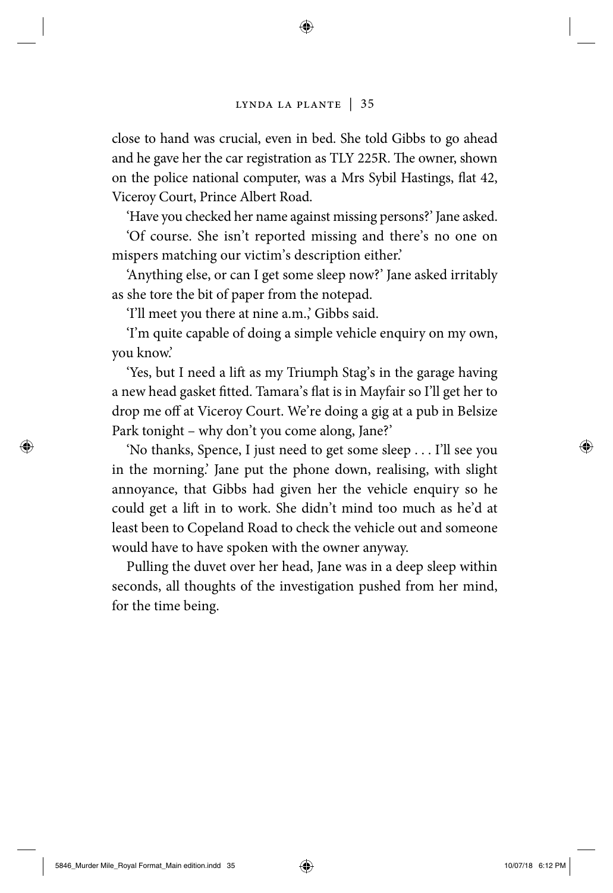close to hand was crucial, even in bed. She told Gibbs to go ahead and he gave her the car registration as TLY 225R. The owner, shown on the police national computer, was a Mrs Sybil Hastings, flat 42, Viceroy Court, Prince Albert Road.

'Have you checked her name against missing persons?' Jane asked.

'Of course. She isn't reported missing and there's no one on mispers matching our victim's description either.'

'Anything else, or can I get some sleep now?' Jane asked irritably as she tore the bit of paper from the notepad.

'I'll meet you there at nine a.m.,' Gibbs said.

'I'm quite capable of doing a simple vehicle enquiry on my own, you know.'

'Yes, but I need a lift as my Triumph Stag's in the garage having a new head gasket fitted. Tamara's flat is in Mayfair so I'll get her to drop me off at Viceroy Court. We're doing a gig at a pub in Belsize Park tonight – why don't you come along, Jane?'

'No thanks, Spence, I just need to get some sleep . . . I'll see you in the morning.' Jane put the phone down, realising, with slight annoyance, that Gibbs had given her the vehicle enquiry so he could get a lift in to work. She didn't mind too much as he'd at least been to Copeland Road to check the vehicle out and someone would have to have spoken with the owner anyway.

Pulling the duvet over her head, Jane was in a deep sleep within seconds, all thoughts of the investigation pushed from her mind, for the time being.